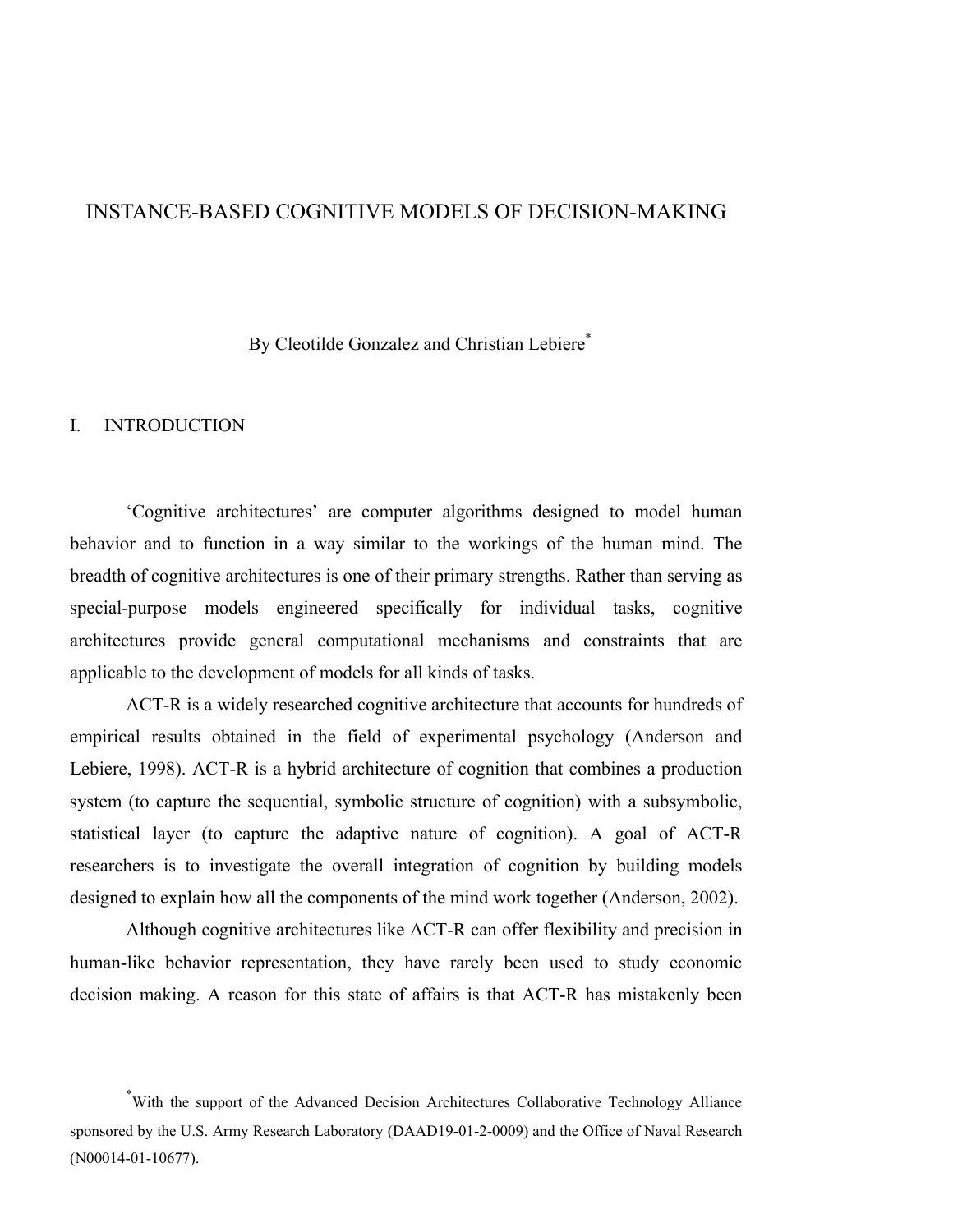# INSTANCE-BASED COGNITIVE MODELS OF DECISION-MAKING

By Cleotilde Gonzalez and Christian Lebiere*

## I. INTRODUCTION

'Cognitive architectures' are computer algorithms designed to model human behavior and to function in a way similar to the workings of the human mind. The breadth of cognitive architectures is one of their primary strengths. Rather than serving as special-purpose models engineered specifically for individual tasks, cognitive architectures provide general computational mechanisms and constraints that are applicable to the development of models for all kinds of tasks.

ACT-R is a widely researched cognitive architecture that accounts for hundreds of empirical results obtained in the field of experimental psychology (Anderson and Lebiere, 1998). ACT-R is a hybrid architecture of cognition that combines a production system (to capture the sequential, symbolic structure of cognition) with a subsymbolic, statistical layer (to capture the adaptive nature of cognition). A goal of ACT-R researchers is to investigate the overall integration of cognition by building models designed to explain how all the components of the mind work together (Anderson, 2002).

Although cognitive architectures like ACT-R can offer flexibility and precision in human-like behavior representation, they have rarely been used to study economic decision making. A reason for this state of affairs is that ACT-R has mistakenly been

*With the support of the Advanced Decision Architectures Collaborative Technology Alliance sponsored by the U.S. Army Research Laboratory (DAAD19-01-2-0009) and the Office of Naval Research (N00014-01-10677).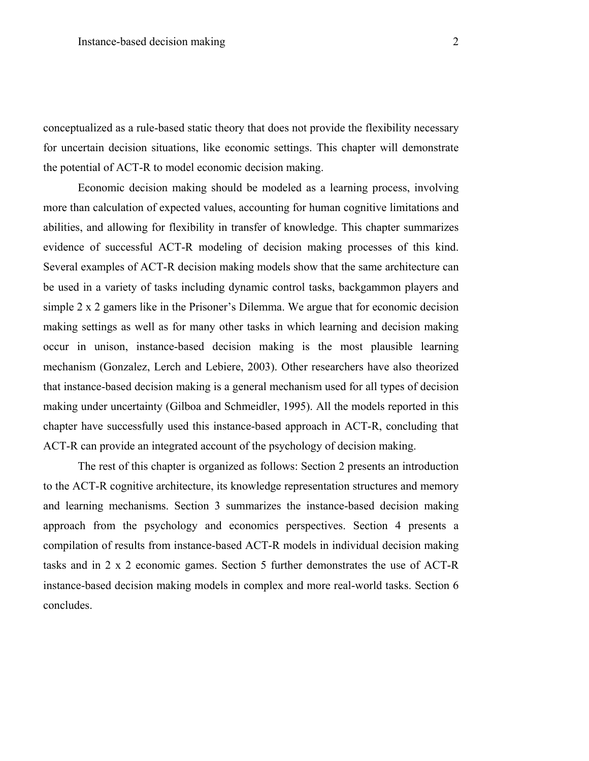conceptualized as a rule-based static theory that does not provide the flexibility necessary for uncertain decision situations, like economic settings. This chapter will demonstrate the potential of ACT-R to model economic decision making.

Economic decision making should be modeled as a learning process, involving more than calculation of expected values, accounting for human cognitive limitations and abilities, and allowing for flexibility in transfer of knowledge. This chapter summarizes evidence of successful ACT-R modeling of decision making processes of this kind. Several examples of ACT-R decision making models show that the same architecture can be used in a variety of tasks including dynamic control tasks, backgammon players and simple 2 x 2 gamers like in the Prisoner's Dilemma. We argue that for economic decision making settings as well as for many other tasks in which learning and decision making occur in unison, instance-based decision making is the most plausible learning mechanism (Gonzalez, Lerch and Lebiere, 2003). Other researchers have also theorized that instance-based decision making is a general mechanism used for all types of decision making under uncertainty (Gilboa and Schmeidler, 1995). All the models reported in this chapter have successfully used this instance-based approach in ACT-R, concluding that ACT-R can provide an integrated account of the psychology of decision making.

The rest of this chapter is organized as follows: Section 2 presents an introduction to the ACT-R cognitive architecture, its knowledge representation structures and memory and learning mechanisms. Section 3 summarizes the instance-based decision making approach from the psychology and economics perspectives. Section 4 presents a compilation of results from instance-based ACT-R models in individual decision making tasks and in 2 x 2 economic games. Section 5 further demonstrates the use of ACT-R instance-based decision making models in complex and more real-world tasks. Section 6 concludes.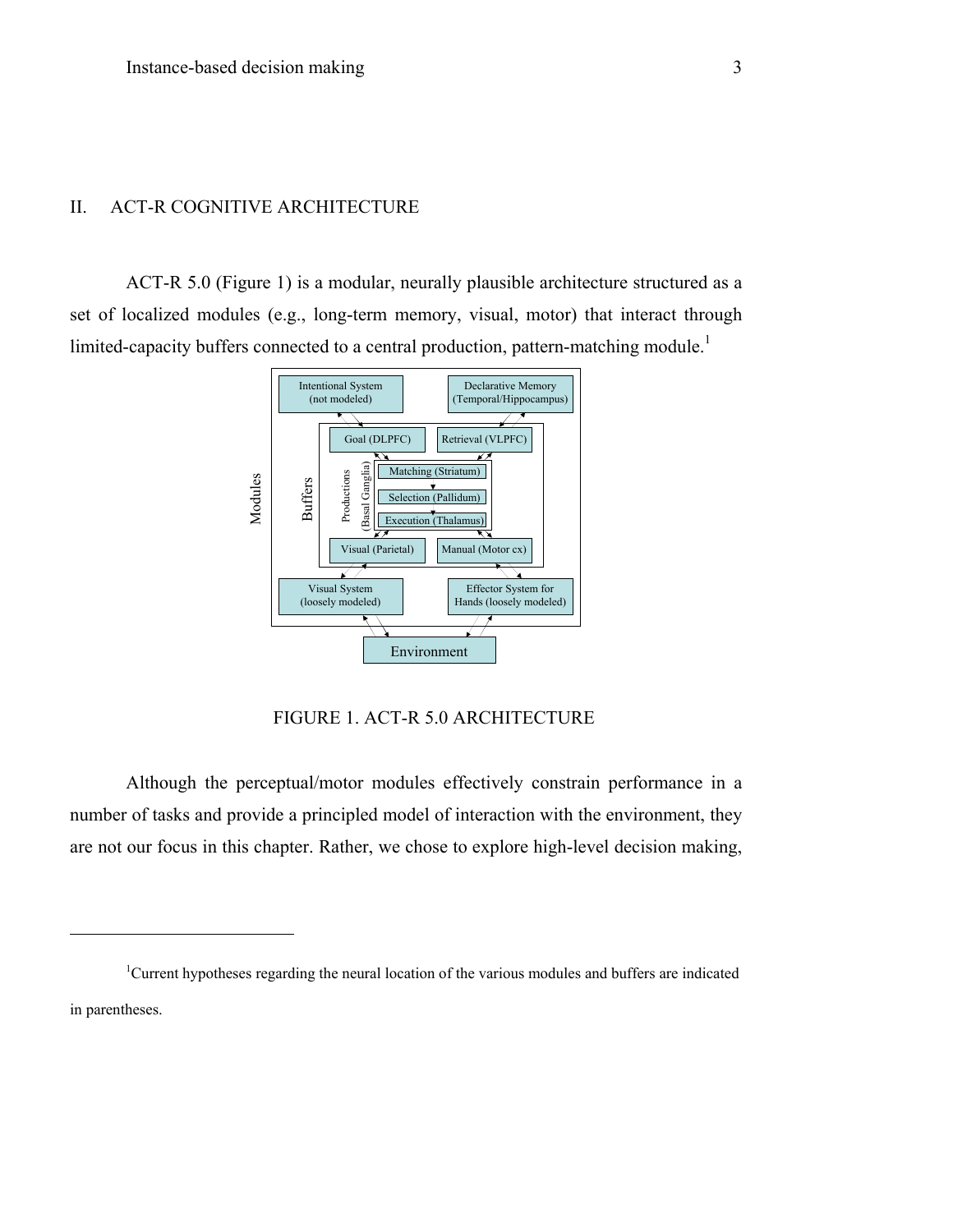## II. ACT-R COGNITIVE ARCHITECTURE

ACT-R 5.0 (Figure 1) is a modular, neurally plausible architecture structured as a set of localized modules (e.g., long-term memory, visual, motor) that interact through limited-capacity buffers connected to a central production, pattern-matching module.[1]

FIGURE 1. ACT-R 5.0 ARCHITECTURE

Although the perceptual/motor modules effectively constrain performance in a number of tasks and provide a principled model of interaction with the environment, they are not our focus in this chapter. Rather, we chose to explore high-level decision making,

---

[1]Current hypotheses regarding the neural location of the various modules and buffers are indicated in parentheses.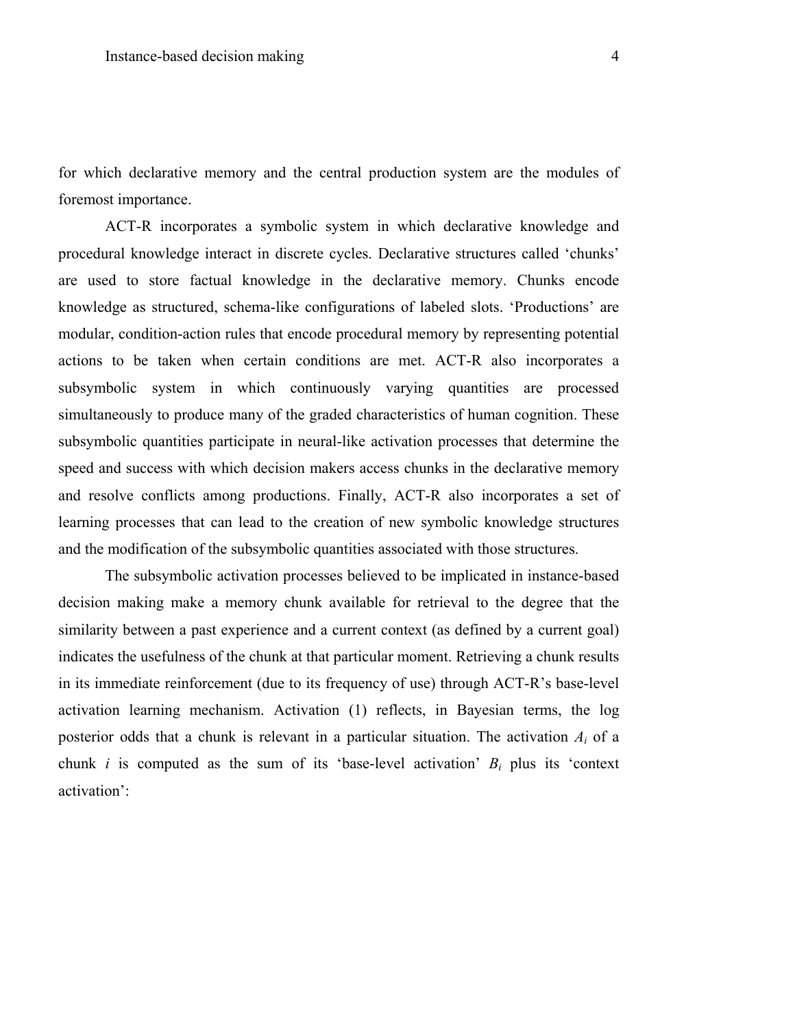for which declarative memory and the central production system are the modules of foremost importance.

ACT-R incorporates a symbolic system in which declarative knowledge and procedural knowledge interact in discrete cycles. Declarative structures called ‘chunks’ are used to store factual knowledge in the declarative memory. Chunks encode knowledge as structured, schema-like configurations of labeled slots. ‘Productions’ are modular, condition-action rules that encode procedural memory by representing potential actions to be taken when certain conditions are met. ACT-R also incorporates a subsymbolic system in which continuously varying quantities are processed simultaneously to produce many of the graded characteristics of human cognition. These subsymbolic quantities participate in neural-like activation processes that determine the speed and success with which decision makers access chunks in the declarative memory and resolve conflicts among productions. Finally, ACT-R also incorporates a set of learning processes that can lead to the creation of new symbolic knowledge structures and the modification of the subsymbolic quantities associated with those structures.

The subsymbolic activation processes believed to be implicated in instance-based decision making make a memory chunk available for retrieval to the degree that the similarity between a past experience and a current context (as defined by a current goal) indicates the usefulness of the chunk at that particular moment. Retrieving a chunk results in its immediate reinforcement (due to its frequency of use) through ACT-R’s base-level activation learning mechanism. Activation (1) reflects, in Bayesian terms, the log posterior odds that a chunk is relevant in a particular situation. The activation $A_i$ of a chunk $i$ is computed as the sum of its ‘base-level activation’ $B_i$ plus its ‘context activation’: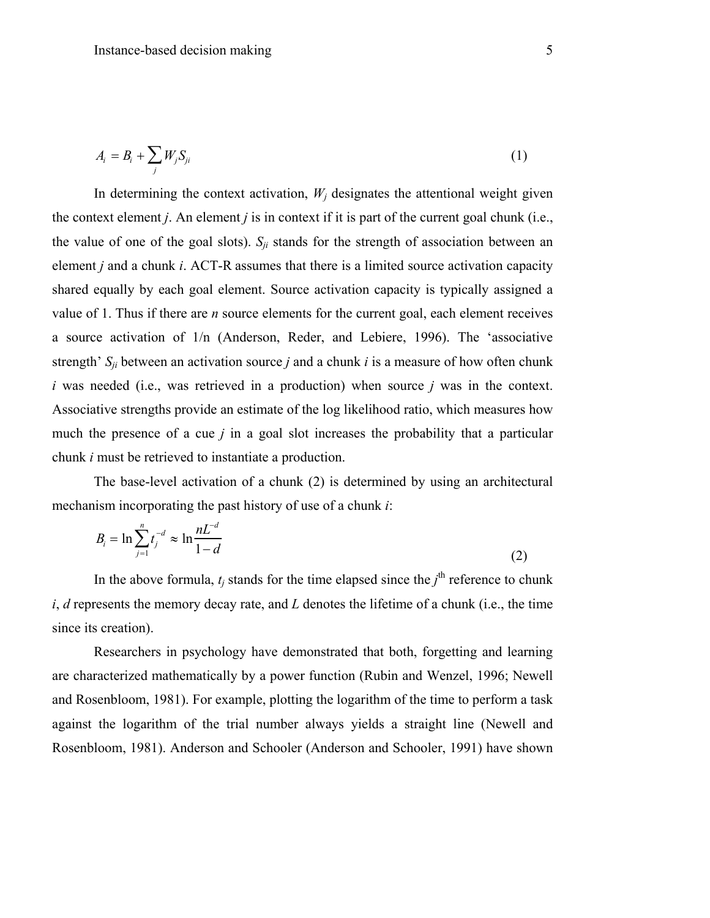$$A_i = B_i + \sum_j W_j S_{ji} \tag{1}$$

In determining the context activation, $W_j$ designates the attentional weight given the context element $j$. An element $j$ is in context if it is part of the current goal chunk (i.e., the value of one of the goal slots). $S_{ji}$ stands for the strength of association between an element $j$ and a chunk $i$. ACT-R assumes that there is a limited source activation capacity shared equally by each goal element. Source activation capacity is typically assigned a value of 1. Thus if there are $n$ source elements for the current goal, each element receives a source activation of 1/n (Anderson, Reder, and Lebiere, 1996). The 'associative strength' $S_{ji}$ between an activation source $j$ and a chunk $i$ is a measure of how often chunk $i$ was needed (i.e., was retrieved in a production) when source $j$ was in the context. Associative strengths provide an estimate of the log likelihood ratio, which measures how much the presence of a cue $j$ in a goal slot increases the probability that a particular chunk $i$ must be retrieved to instantiate a production.

The base-level activation of a chunk (2) is determined by using an architectural mechanism incorporating the past history of use of a chunk $i$:

$$B_i = \ln \sum_{j=1}^{n} t_j^{-d} \approx \ln \frac{nL^{-d}}{1-d} \tag{2}$$

In the above formula, $t_j$ stands for the time elapsed since the $j^{\text{th}}$ reference to chunk $i$, $d$ represents the memory decay rate, and $L$ denotes the lifetime of a chunk (i.e., the time since its creation).

Researchers in psychology have demonstrated that both, forgetting and learning are characterized mathematically by a power function (Rubin and Wenzel, 1996; Newell and Rosenbloom, 1981). For example, plotting the logarithm of the time to perform a task against the logarithm of the trial number always yields a straight line (Newell and Rosenbloom, 1981). Anderson and Schooler (Anderson and Schooler, 1991) have shown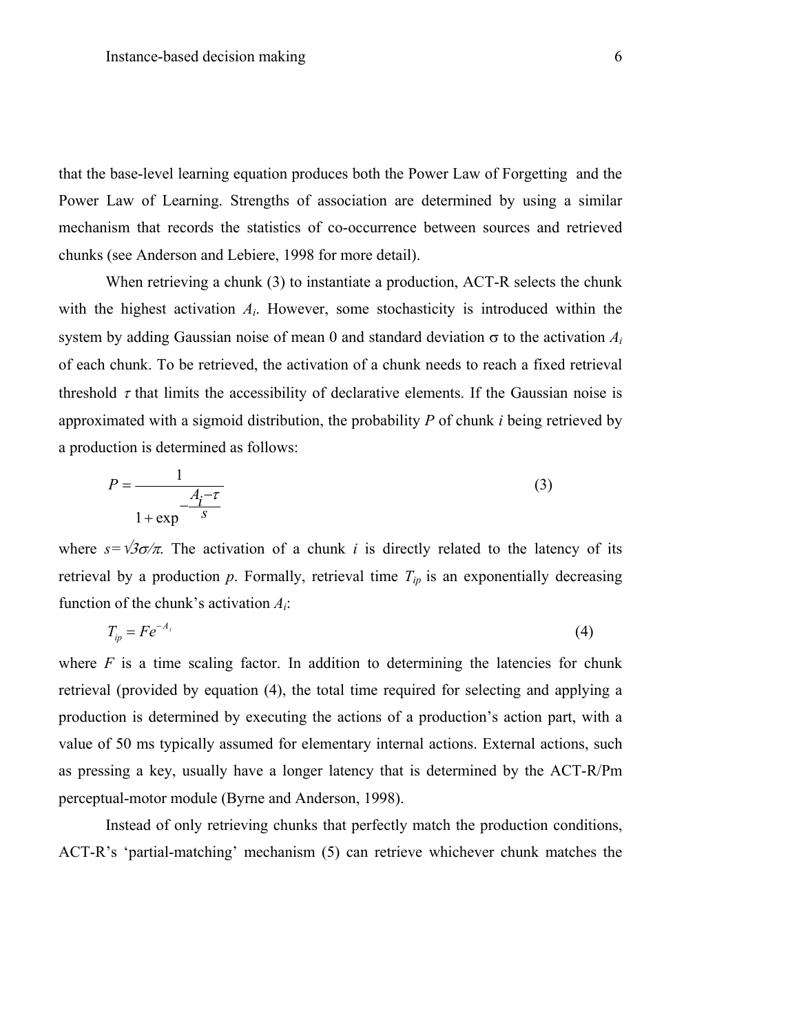that the base-level learning equation produces both the Power Law of Forgetting and the Power Law of Learning. Strengths of association are determined by using a similar mechanism that records the statistics of co-occurrence between sources and retrieved chunks (see Anderson and Lebiere, 1998 for more detail).

When retrieving a chunk (3) to instantiate a production, ACT-R selects the chunk with the highest activation $A_i$. However, some stochasticity is introduced within the system by adding Gaussian noise of mean 0 and standard deviation $\sigma$ to the activation $A_i$ of each chunk. To be retrieved, the activation of a chunk needs to reach a fixed retrieval threshold $\tau$ that limits the accessibility of declarative elements. If the Gaussian noise is approximated with a sigmoid distribution, the probability $P$ of chunk $i$ being retrieved by a production is determined as follows:

$$P = \frac{1}{1 + \exp^{-\frac{A_i - \tau}{s}}} \tag{3}$$

where $s = \sqrt{3}\sigma/\pi$. The activation of a chunk $i$ is directly related to the latency of its retrieval by a production $p$. Formally, retrieval time $T_{ip}$ is an exponentially decreasing function of the chunk's activation $A_i$:

$$T_{ip} = Fe^{-A_i} \tag{4}$$

where $F$ is a time scaling factor. In addition to determining the latencies for chunk retrieval (provided by equation (4), the total time required for selecting and applying a production is determined by executing the actions of a production's action part, with a value of 50 ms typically assumed for elementary internal actions. External actions, such as pressing a key, usually have a longer latency that is determined by the ACT-R/Pm perceptual-motor module (Byrne and Anderson, 1998).

Instead of only retrieving chunks that perfectly match the production conditions, ACT-R's 'partial-matching' mechanism (5) can retrieve whichever chunk matches the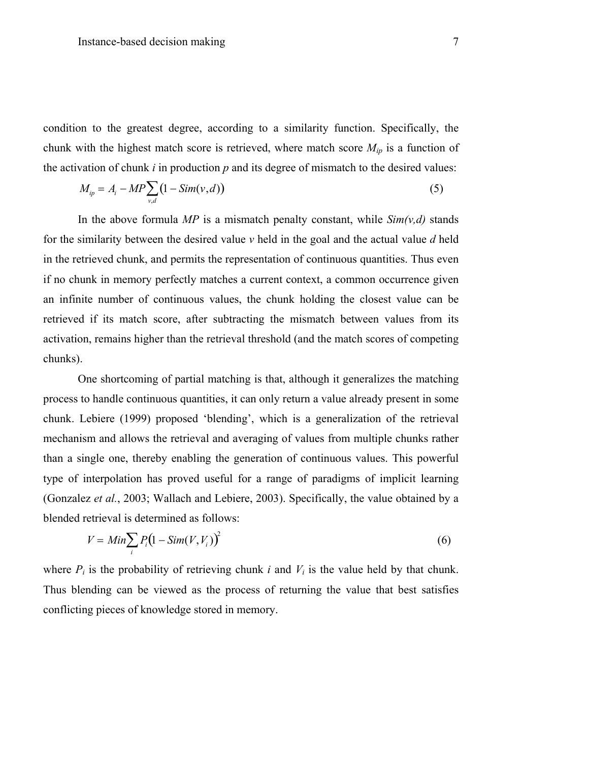condition to the greatest degree, according to a similarity function. Specifically, the chunk with the highest match score is retrieved, where match score $M_{ip}$ is a function of the activation of chunk *i* in production *p* and its degree of mismatch to the desired values:

$$M_{ip} = A_i - MP \sum_{v,d} \left(1 - Sim(v,d)\right) \tag{5}$$

In the above formula *MP* is a mismatch penalty constant, while *Sim(v,d)* stands for the similarity between the desired value *v* held in the goal and the actual value *d* held in the retrieved chunk, and permits the representation of continuous quantities. Thus even if no chunk in memory perfectly matches a current context, a common occurrence given an infinite number of continuous values, the chunk holding the closest value can be retrieved if its match score, after subtracting the mismatch between values from its activation, remains higher than the retrieval threshold (and the match scores of competing chunks).

One shortcoming of partial matching is that, although it generalizes the matching process to handle continuous quantities, it can only return a value already present in some chunk. Lebiere (1999) proposed 'blending', which is a generalization of the retrieval mechanism and allows the retrieval and averaging of values from multiple chunks rather than a single one, thereby enabling the generation of continuous values. This powerful type of interpolation has proved useful for a range of paradigms of implicit learning (Gonzalez *et al.*, 2003; Wallach and Lebiere, 2003). Specifically, the value obtained by a blended retrieval is determined as follows:

$$V = Min \sum_{i} P_i \left(1 - Sim(V, V_i)\right)^2 \tag{6}$$

where $P_i$ is the probability of retrieving chunk *i* and $V_i$ is the value held by that chunk. Thus blending can be viewed as the process of returning the value that best satisfies conflicting pieces of knowledge stored in memory.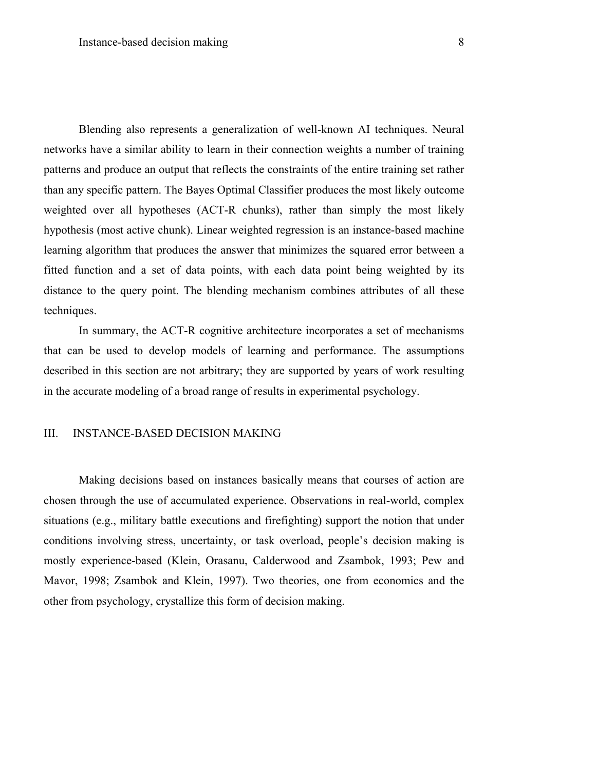Blending also represents a generalization of well-known AI techniques. Neural networks have a similar ability to learn in their connection weights a number of training patterns and produce an output that reflects the constraints of the entire training set rather than any specific pattern. The Bayes Optimal Classifier produces the most likely outcome weighted over all hypotheses (ACT-R chunks), rather than simply the most likely hypothesis (most active chunk). Linear weighted regression is an instance-based machine learning algorithm that produces the answer that minimizes the squared error between a fitted function and a set of data points, with each data point being weighted by its distance to the query point. The blending mechanism combines attributes of all these techniques.

In summary, the ACT-R cognitive architecture incorporates a set of mechanisms that can be used to develop models of learning and performance. The assumptions described in this section are not arbitrary; they are supported by years of work resulting in the accurate modeling of a broad range of results in experimental psychology.

## III. INSTANCE-BASED DECISION MAKING

Making decisions based on instances basically means that courses of action are chosen through the use of accumulated experience. Observations in real-world, complex situations (e.g., military battle executions and firefighting) support the notion that under conditions involving stress, uncertainty, or task overload, people's decision making is mostly experience-based (Klein, Orasanu, Calderwood and Zsambok, 1993; Pew and Mavor, 1998; Zsambok and Klein, 1997). Two theories, one from economics and the other from psychology, crystallize this form of decision making.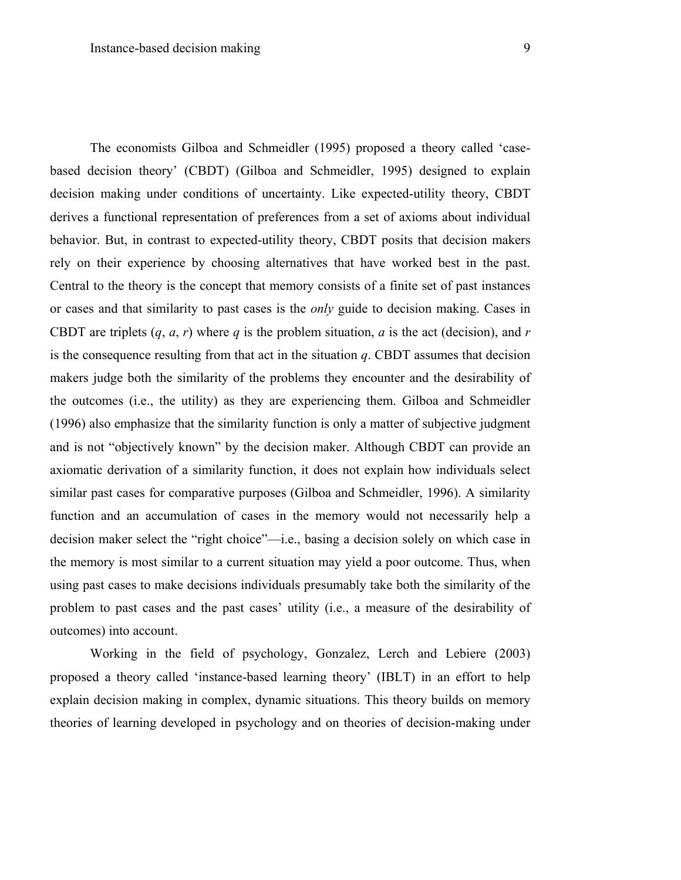The economists Gilboa and Schmeidler (1995) proposed a theory called 'case-based decision theory' (CBDT) (Gilboa and Schmeidler, 1995) designed to explain decision making under conditions of uncertainty. Like expected-utility theory, CBDT derives a functional representation of preferences from a set of axioms about individual behavior. But, in contrast to expected-utility theory, CBDT posits that decision makers rely on their experience by choosing alternatives that have worked best in the past. Central to the theory is the concept that memory consists of a finite set of past instances or cases and that similarity to past cases is the *only* guide to decision making. Cases in CBDT are triplets ($q$, $a$, $r$) where $q$ is the problem situation, $a$ is the act (decision), and $r$ is the consequence resulting from that act in the situation $q$. CBDT assumes that decision makers judge both the similarity of the problems they encounter and the desirability of the outcomes (i.e., the utility) as they are experiencing them. Gilboa and Schmeidler (1996) also emphasize that the similarity function is only a matter of subjective judgment and is not "objectively known" by the decision maker. Although CBDT can provide an axiomatic derivation of a similarity function, it does not explain how individuals select similar past cases for comparative purposes (Gilboa and Schmeidler, 1996). A similarity function and an accumulation of cases in the memory would not necessarily help a decision maker select the "right choice"—i.e., basing a decision solely on which case in the memory is most similar to a current situation may yield a poor outcome. Thus, when using past cases to make decisions individuals presumably take both the similarity of the problem to past cases and the past cases' utility (i.e., a measure of the desirability of outcomes) into account.

Working in the field of psychology, Gonzalez, Lerch and Lebiere (2003) proposed a theory called 'instance-based learning theory' (IBLT) in an effort to help explain decision making in complex, dynamic situations. This theory builds on memory theories of learning developed in psychology and on theories of decision-making under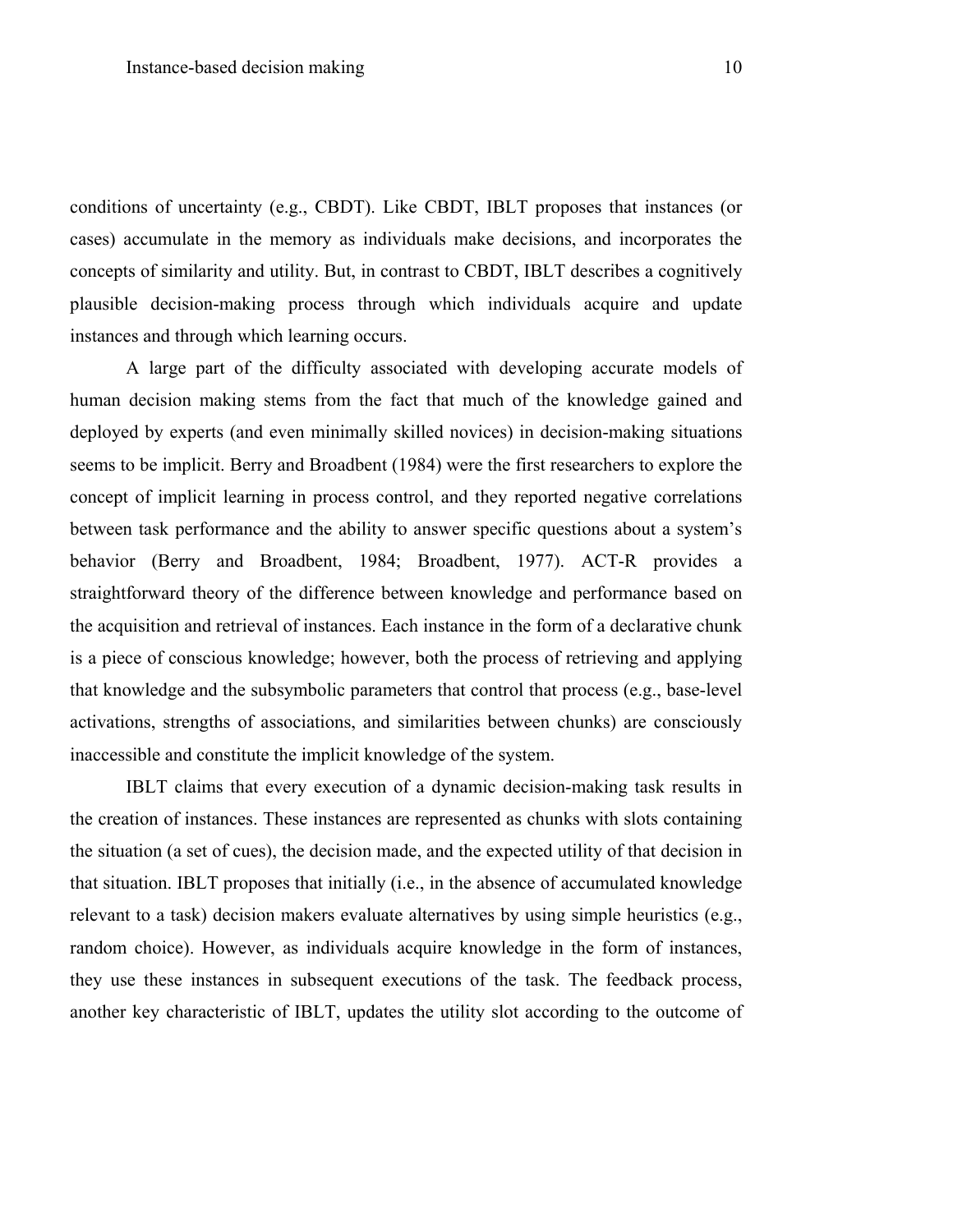conditions of uncertainty (e.g., CBDT). Like CBDT, IBLT proposes that instances (or cases) accumulate in the memory as individuals make decisions, and incorporates the concepts of similarity and utility. But, in contrast to CBDT, IBLT describes a cognitively plausible decision-making process through which individuals acquire and update instances and through which learning occurs.

A large part of the difficulty associated with developing accurate models of human decision making stems from the fact that much of the knowledge gained and deployed by experts (and even minimally skilled novices) in decision-making situations seems to be implicit. Berry and Broadbent (1984) were the first researchers to explore the concept of implicit learning in process control, and they reported negative correlations between task performance and the ability to answer specific questions about a system's behavior (Berry and Broadbent, 1984; Broadbent, 1977). ACT-R provides a straightforward theory of the difference between knowledge and performance based on the acquisition and retrieval of instances. Each instance in the form of a declarative chunk is a piece of conscious knowledge; however, both the process of retrieving and applying that knowledge and the subsymbolic parameters that control that process (e.g., base-level activations, strengths of associations, and similarities between chunks) are consciously inaccessible and constitute the implicit knowledge of the system.

IBLT claims that every execution of a dynamic decision-making task results in the creation of instances. These instances are represented as chunks with slots containing the situation (a set of cues), the decision made, and the expected utility of that decision in that situation. IBLT proposes that initially (i.e., in the absence of accumulated knowledge relevant to a task) decision makers evaluate alternatives by using simple heuristics (e.g., random choice). However, as individuals acquire knowledge in the form of instances, they use these instances in subsequent executions of the task. The feedback process, another key characteristic of IBLT, updates the utility slot according to the outcome of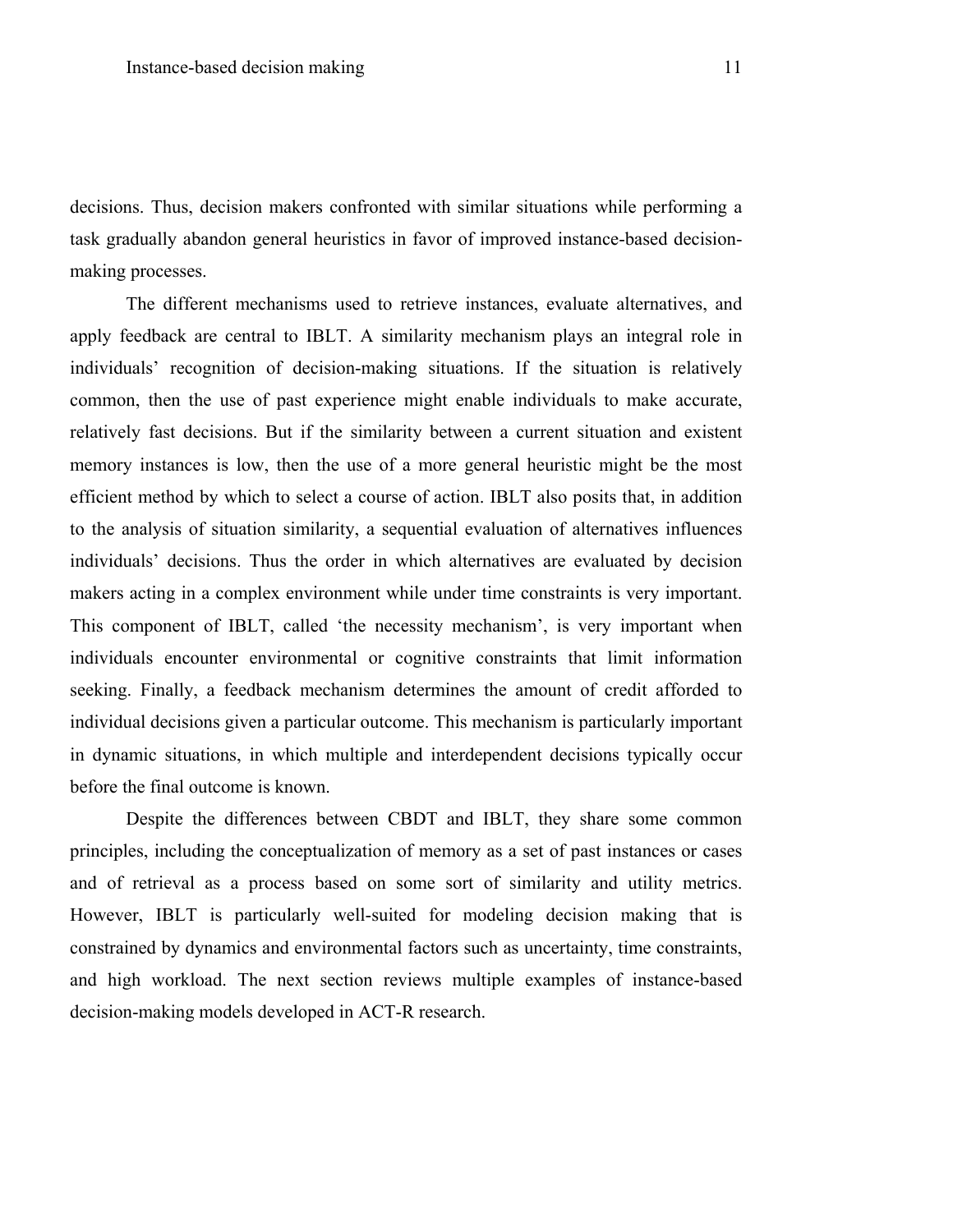decisions. Thus, decision makers confronted with similar situations while performing a task gradually abandon general heuristics in favor of improved instance-based decision-making processes.

The different mechanisms used to retrieve instances, evaluate alternatives, and apply feedback are central to IBLT. A similarity mechanism plays an integral role in individuals' recognition of decision-making situations. If the situation is relatively common, then the use of past experience might enable individuals to make accurate, relatively fast decisions. But if the similarity between a current situation and existent memory instances is low, then the use of a more general heuristic might be the most efficient method by which to select a course of action. IBLT also posits that, in addition to the analysis of situation similarity, a sequential evaluation of alternatives influences individuals' decisions. Thus the order in which alternatives are evaluated by decision makers acting in a complex environment while under time constraints is very important. This component of IBLT, called 'the necessity mechanism', is very important when individuals encounter environmental or cognitive constraints that limit information seeking. Finally, a feedback mechanism determines the amount of credit afforded to individual decisions given a particular outcome. This mechanism is particularly important in dynamic situations, in which multiple and interdependent decisions typically occur before the final outcome is known.

Despite the differences between CBDT and IBLT, they share some common principles, including the conceptualization of memory as a set of past instances or cases and of retrieval as a process based on some sort of similarity and utility metrics. However, IBLT is particularly well-suited for modeling decision making that is constrained by dynamics and environmental factors such as uncertainty, time constraints, and high workload. The next section reviews multiple examples of instance-based decision-making models developed in ACT-R research.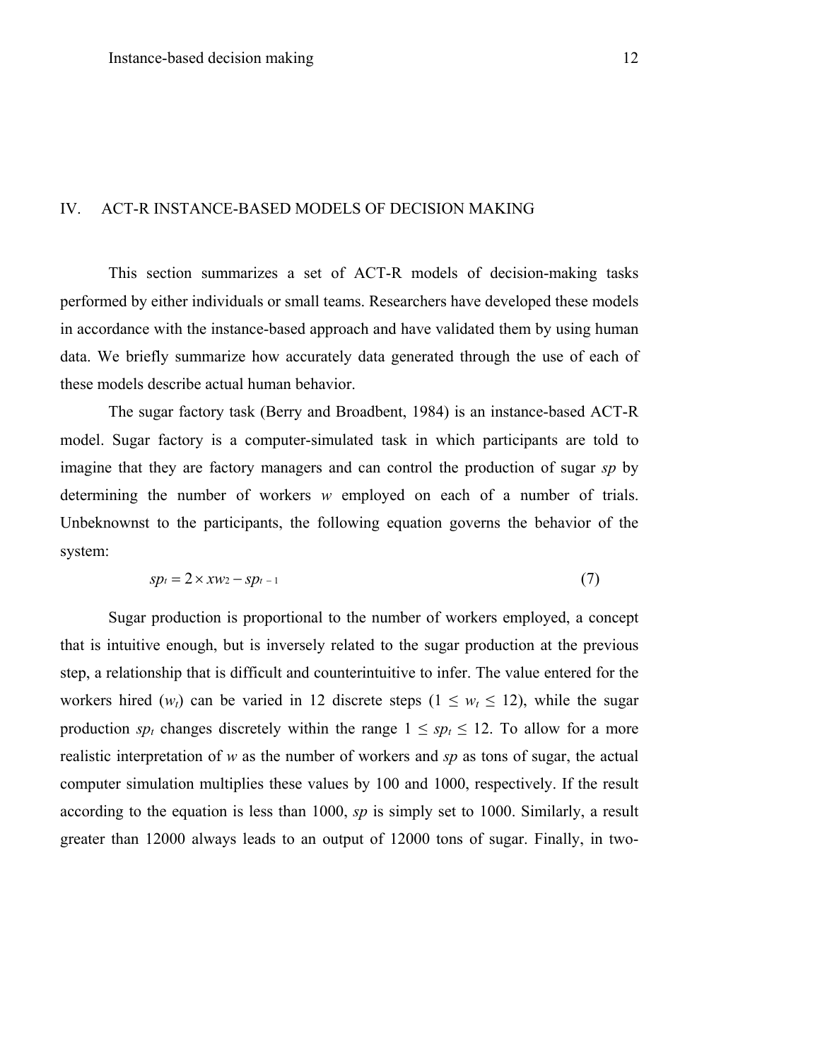## IV. ACT-R INSTANCE-BASED MODELS OF DECISION MAKING

This section summarizes a set of ACT-R models of decision-making tasks performed by either individuals or small teams. Researchers have developed these models in accordance with the instance-based approach and have validated them by using human data. We briefly summarize how accurately data generated through the use of each of these models describe actual human behavior.

The sugar factory task (Berry and Broadbent, 1984) is an instance-based ACT-R model. Sugar factory is a computer-simulated task in which participants are told to imagine that they are factory managers and can control the production of sugar *sp* by determining the number of workers *w* employed on each of a number of trials. Unbeknownst to the participants, the following equation governs the behavior of the system:

$$sp_t = 2 \times xw_2 - sp_{t-1} \tag{7}$$

Sugar production is proportional to the number of workers employed, a concept that is intuitive enough, but is inversely related to the sugar production at the previous step, a relationship that is difficult and counterintuitive to infer. The value entered for the workers hired ($w_t$) can be varied in 12 discrete steps ($1 \leq w_t \leq 12$), while the sugar production $sp_t$ changes discretely within the range $1 \leq sp_t \leq 12$. To allow for a more realistic interpretation of *w* as the number of workers and *sp* as tons of sugar, the actual computer simulation multiplies these values by 100 and 1000, respectively. If the result according to the equation is less than 1000, *sp* is simply set to 1000. Similarly, a result greater than 12000 always leads to an output of 12000 tons of sugar. Finally, in two-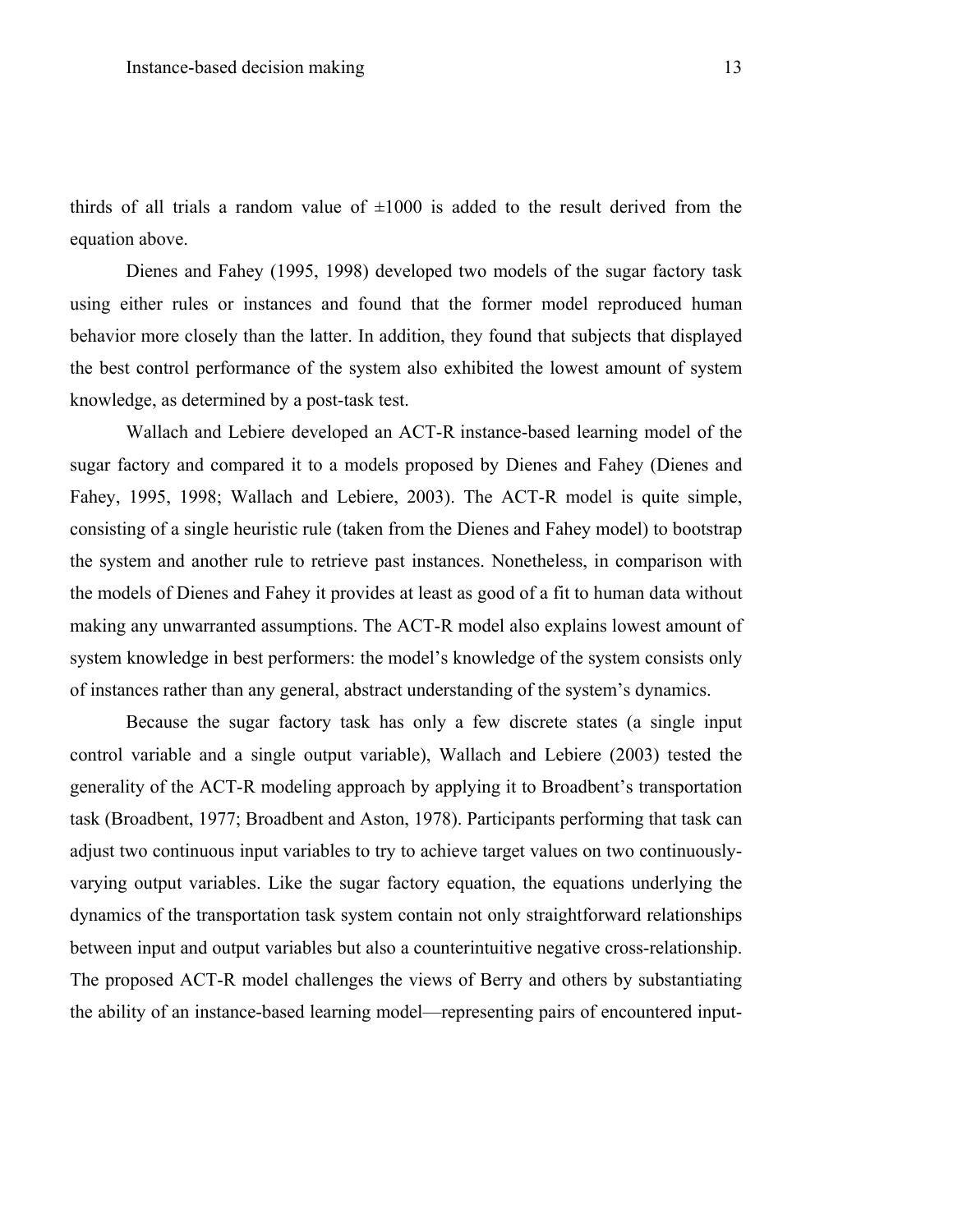thirds of all trials a random value of ±1000 is added to the result derived from the equation above.

Dienes and Fahey (1995, 1998) developed two models of the sugar factory task using either rules or instances and found that the former model reproduced human behavior more closely than the latter. In addition, they found that subjects that displayed the best control performance of the system also exhibited the lowest amount of system knowledge, as determined by a post-task test.

Wallach and Lebiere developed an ACT-R instance-based learning model of the sugar factory and compared it to a models proposed by Dienes and Fahey (Dienes and Fahey, 1995, 1998; Wallach and Lebiere, 2003). The ACT-R model is quite simple, consisting of a single heuristic rule (taken from the Dienes and Fahey model) to bootstrap the system and another rule to retrieve past instances. Nonetheless, in comparison with the models of Dienes and Fahey it provides at least as good of a fit to human data without making any unwarranted assumptions. The ACT-R model also explains lowest amount of system knowledge in best performers: the model's knowledge of the system consists only of instances rather than any general, abstract understanding of the system's dynamics.

Because the sugar factory task has only a few discrete states (a single input control variable and a single output variable), Wallach and Lebiere (2003) tested the generality of the ACT-R modeling approach by applying it to Broadbent's transportation task (Broadbent, 1977; Broadbent and Aston, 1978). Participants performing that task can adjust two continuous input variables to try to achieve target values on two continuously-varying output variables. Like the sugar factory equation, the equations underlying the dynamics of the transportation task system contain not only straightforward relationships between input and output variables but also a counterintuitive negative cross-relationship. The proposed ACT-R model challenges the views of Berry and others by substantiating the ability of an instance-based learning model—representing pairs of encountered input-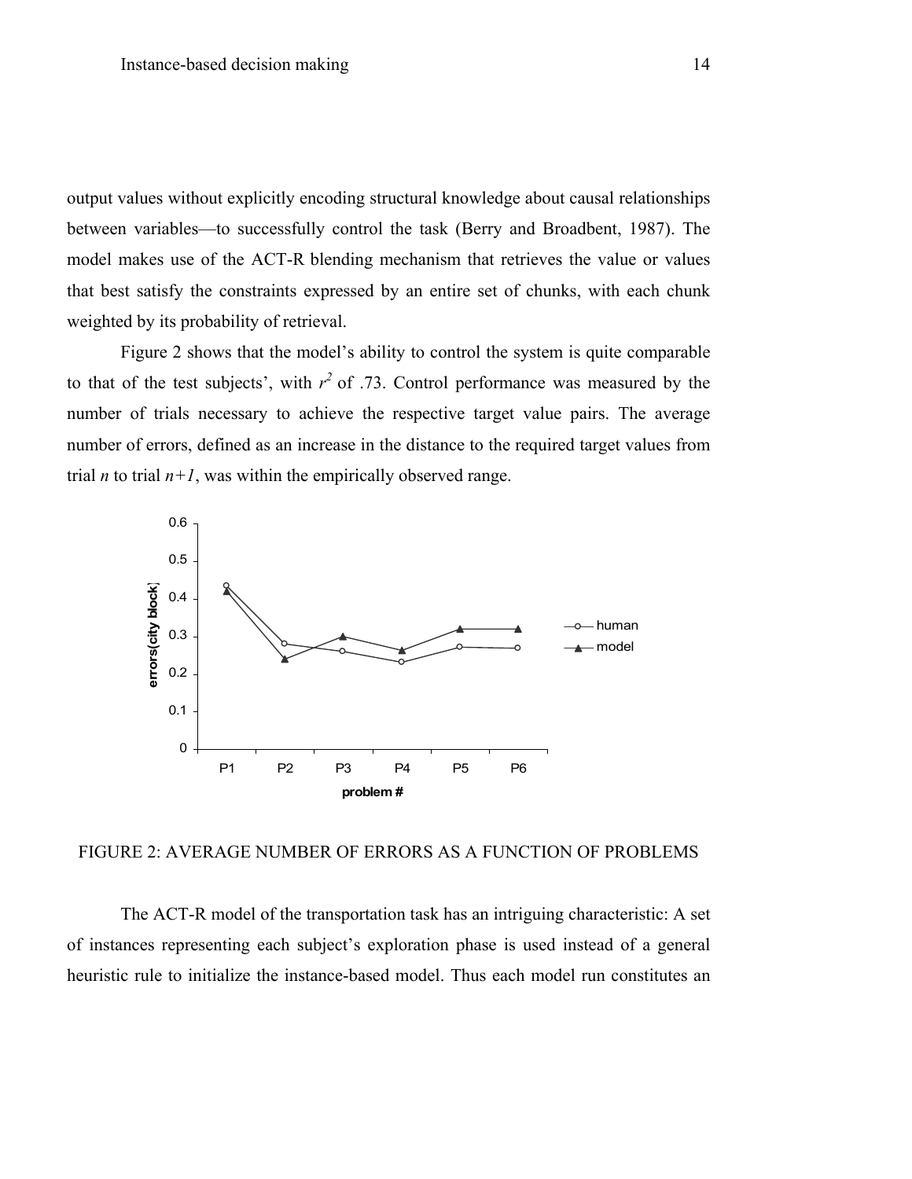output values without explicitly encoding structural knowledge about causal relationships between variables—to successfully control the task (Berry and Broadbent, 1987). The model makes use of the ACT-R blending mechanism that retrieves the value or values that best satisfy the constraints expressed by an entire set of chunks, with each chunk weighted by its probability of retrieval.

Figure 2 shows that the model's ability to control the system is quite comparable to that of the test subjects', with $r^2$ of .73. Control performance was measured by the number of trials necessary to achieve the respective target value pairs. The average number of errors, defined as an increase in the distance to the required target values from trial $n$ to trial $n+1$, was within the empirically observed range.

FIGURE 2: AVERAGE NUMBER OF ERRORS AS A FUNCTION OF PROBLEMS

The ACT-R model of the transportation task has an intriguing characteristic: A set of instances representing each subject's exploration phase is used instead of a general heuristic rule to initialize the instance-based model. Thus each model run constitutes an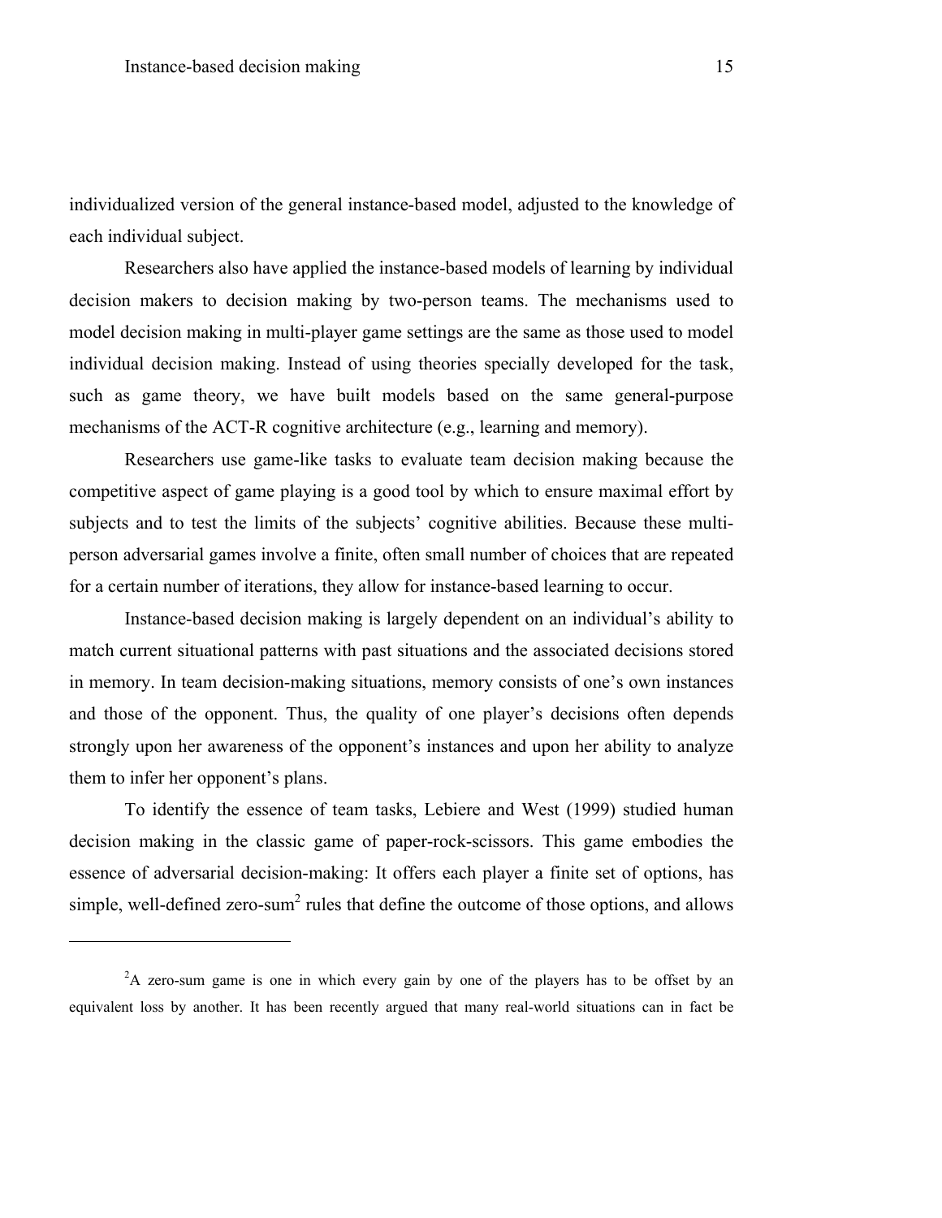individualized version of the general instance-based model, adjusted to the knowledge of each individual subject.

Researchers also have applied the instance-based models of learning by individual decision makers to decision making by two-person teams. The mechanisms used to model decision making in multi-player game settings are the same as those used to model individual decision making. Instead of using theories specially developed for the task, such as game theory, we have built models based on the same general-purpose mechanisms of the ACT-R cognitive architecture (e.g., learning and memory).

Researchers use game-like tasks to evaluate team decision making because the competitive aspect of game playing is a good tool by which to ensure maximal effort by subjects and to test the limits of the subjects' cognitive abilities. Because these multi-person adversarial games involve a finite, often small number of choices that are repeated for a certain number of iterations, they allow for instance-based learning to occur.

Instance-based decision making is largely dependent on an individual's ability to match current situational patterns with past situations and the associated decisions stored in memory. In team decision-making situations, memory consists of one's own instances and those of the opponent. Thus, the quality of one player's decisions often depends strongly upon her awareness of the opponent's instances and upon her ability to analyze them to infer her opponent's plans.

To identify the essence of team tasks, Lebiere and West (1999) studied human decision making in the classic game of paper-rock-scissors. This game embodies the essence of adversarial decision-making: It offers each player a finite set of options, has simple, well-defined zero-sum[2] rules that define the outcome of those options, and allows

---

[2]A zero-sum game is one in which every gain by one of the players has to be offset by an equivalent loss by another. It has been recently argued that many real-world situations can in fact be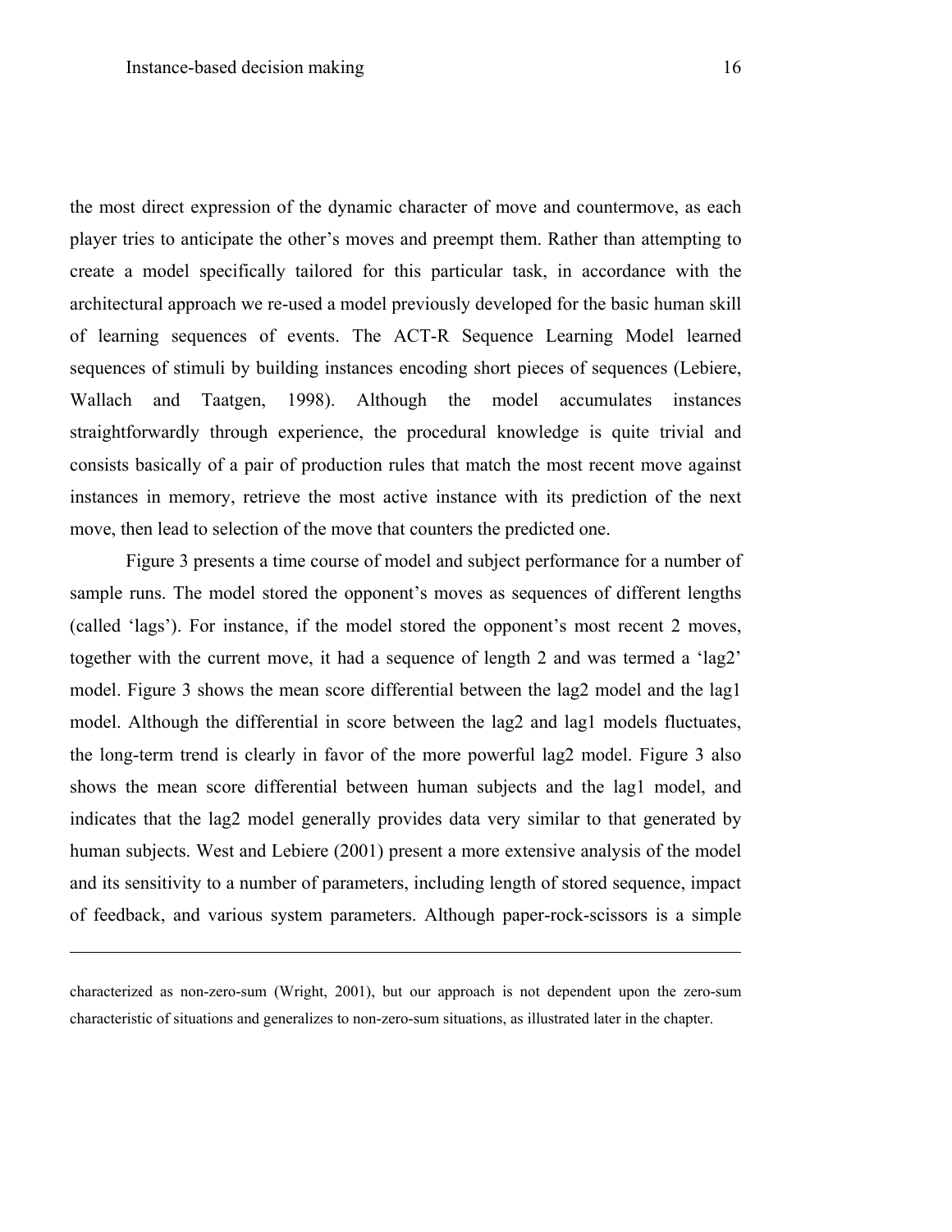the most direct expression of the dynamic character of move and countermove, as each player tries to anticipate the other's moves and preempt them. Rather than attempting to create a model specifically tailored for this particular task, in accordance with the architectural approach we re-used a model previously developed for the basic human skill of learning sequences of events. The ACT-R Sequence Learning Model learned sequences of stimuli by building instances encoding short pieces of sequences (Lebiere, Wallach and Taatgen, 1998). Although the model accumulates instances straightforwardly through experience, the procedural knowledge is quite trivial and consists basically of a pair of production rules that match the most recent move against instances in memory, retrieve the most active instance with its prediction of the next move, then lead to selection of the move that counters the predicted one.

Figure 3 presents a time course of model and subject performance for a number of sample runs. The model stored the opponent's moves as sequences of different lengths (called 'lags'). For instance, if the model stored the opponent's most recent 2 moves, together with the current move, it had a sequence of length 2 and was termed a 'lag2' model. Figure 3 shows the mean score differential between the lag2 model and the lag1 model. Although the differential in score between the lag2 and lag1 models fluctuates, the long-term trend is clearly in favor of the more powerful lag2 model. Figure 3 also shows the mean score differential between human subjects and the lag1 model, and indicates that the lag2 model generally provides data very similar to that generated by human subjects. West and Lebiere (2001) present a more extensive analysis of the model and its sensitivity to a number of parameters, including length of stored sequence, impact of feedback, and various system parameters. Although paper-rock-scissors is a simple

---

characterized as non-zero-sum (Wright, 2001), but our approach is not dependent upon the zero-sum characteristic of situations and generalizes to non-zero-sum situations, as illustrated later in the chapter.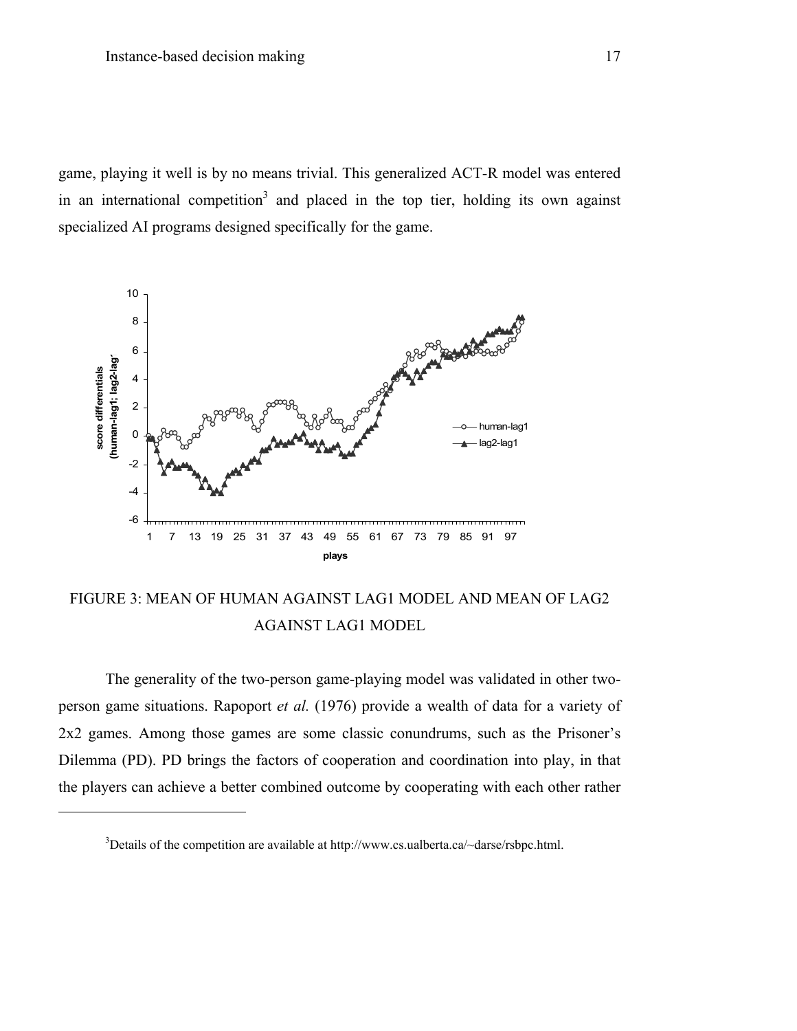game, playing it well is by no means trivial. This generalized ACT-R model was entered in an international competition[3] and placed in the top tier, holding its own against specialized AI programs designed specifically for the game.

FIGURE 3: MEAN OF HUMAN AGAINST LAG1 MODEL AND MEAN OF LAG2 AGAINST LAG1 MODEL

The generality of the two-person game-playing model was validated in other two-person game situations. Rapoport *et al.* (1976) provide a wealth of data for a variety of 2x2 games. Among those games are some classic conundrums, such as the Prisoner's Dilemma (PD). PD brings the factors of cooperation and coordination into play, in that the players can achieve a better combined outcome by cooperating with each other rather

[3]Details of the competition are available at http://www.cs.ualberta.ca/~darse/rsbpc.html.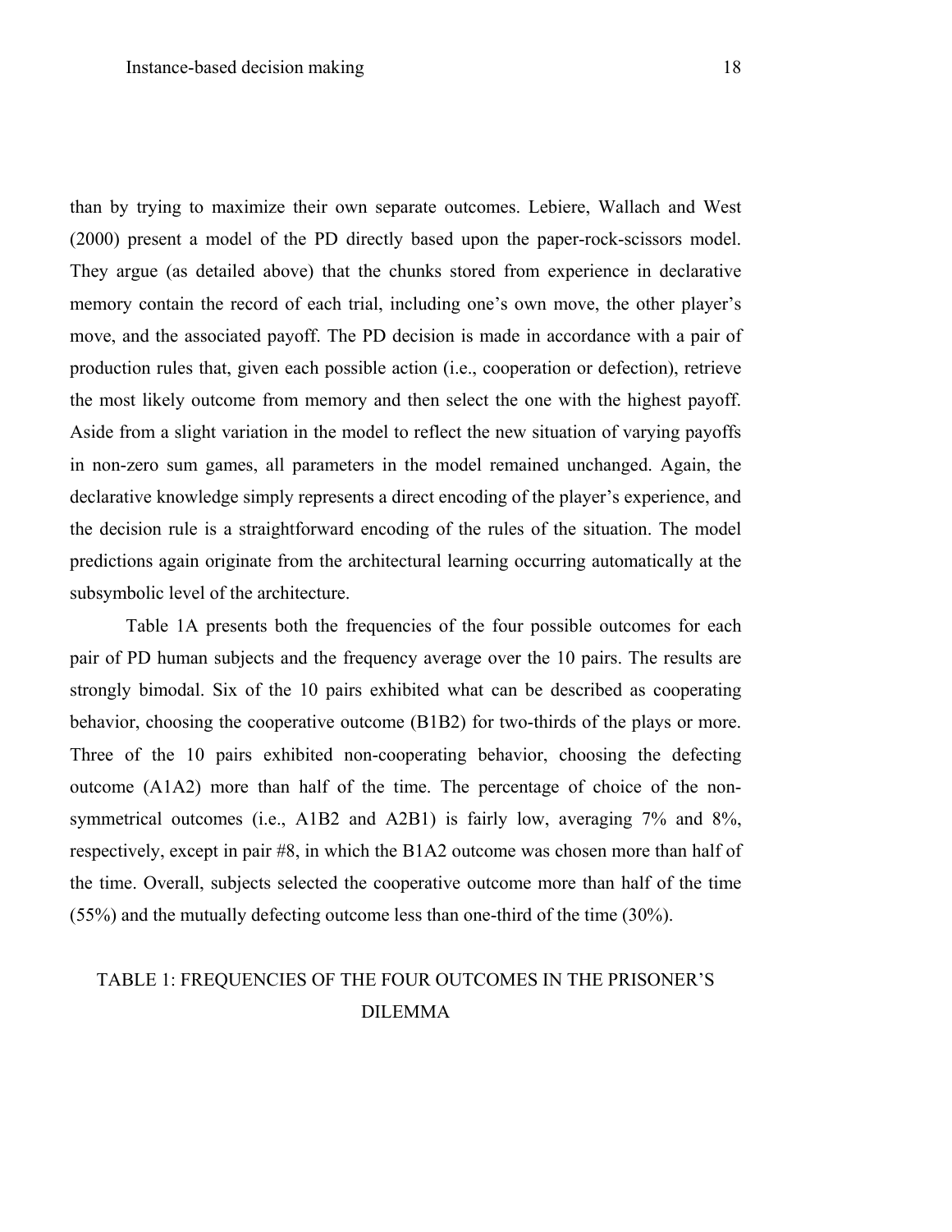than by trying to maximize their own separate outcomes. Lebiere, Wallach and West (2000) present a model of the PD directly based upon the paper-rock-scissors model. They argue (as detailed above) that the chunks stored from experience in declarative memory contain the record of each trial, including one's own move, the other player's move, and the associated payoff. The PD decision is made in accordance with a pair of production rules that, given each possible action (i.e., cooperation or defection), retrieve the most likely outcome from memory and then select the one with the highest payoff. Aside from a slight variation in the model to reflect the new situation of varying payoffs in non-zero sum games, all parameters in the model remained unchanged. Again, the declarative knowledge simply represents a direct encoding of the player's experience, and the decision rule is a straightforward encoding of the rules of the situation. The model predictions again originate from the architectural learning occurring automatically at the subsymbolic level of the architecture.

Table 1A presents both the frequencies of the four possible outcomes for each pair of PD human subjects and the frequency average over the 10 pairs. The results are strongly bimodal. Six of the 10 pairs exhibited what can be described as cooperating behavior, choosing the cooperative outcome (B1B2) for two-thirds of the plays or more. Three of the 10 pairs exhibited non-cooperating behavior, choosing the defecting outcome (A1A2) more than half of the time. The percentage of choice of the non-symmetrical outcomes (i.e., A1B2 and A2B1) is fairly low, averaging 7% and 8%, respectively, except in pair #8, in which the B1A2 outcome was chosen more than half of the time. Overall, subjects selected the cooperative outcome more than half of the time (55%) and the mutually defecting outcome less than one-third of the time (30%).

TABLE 1: FREQUENCIES OF THE FOUR OUTCOMES IN THE PRISONER'S DILEMMA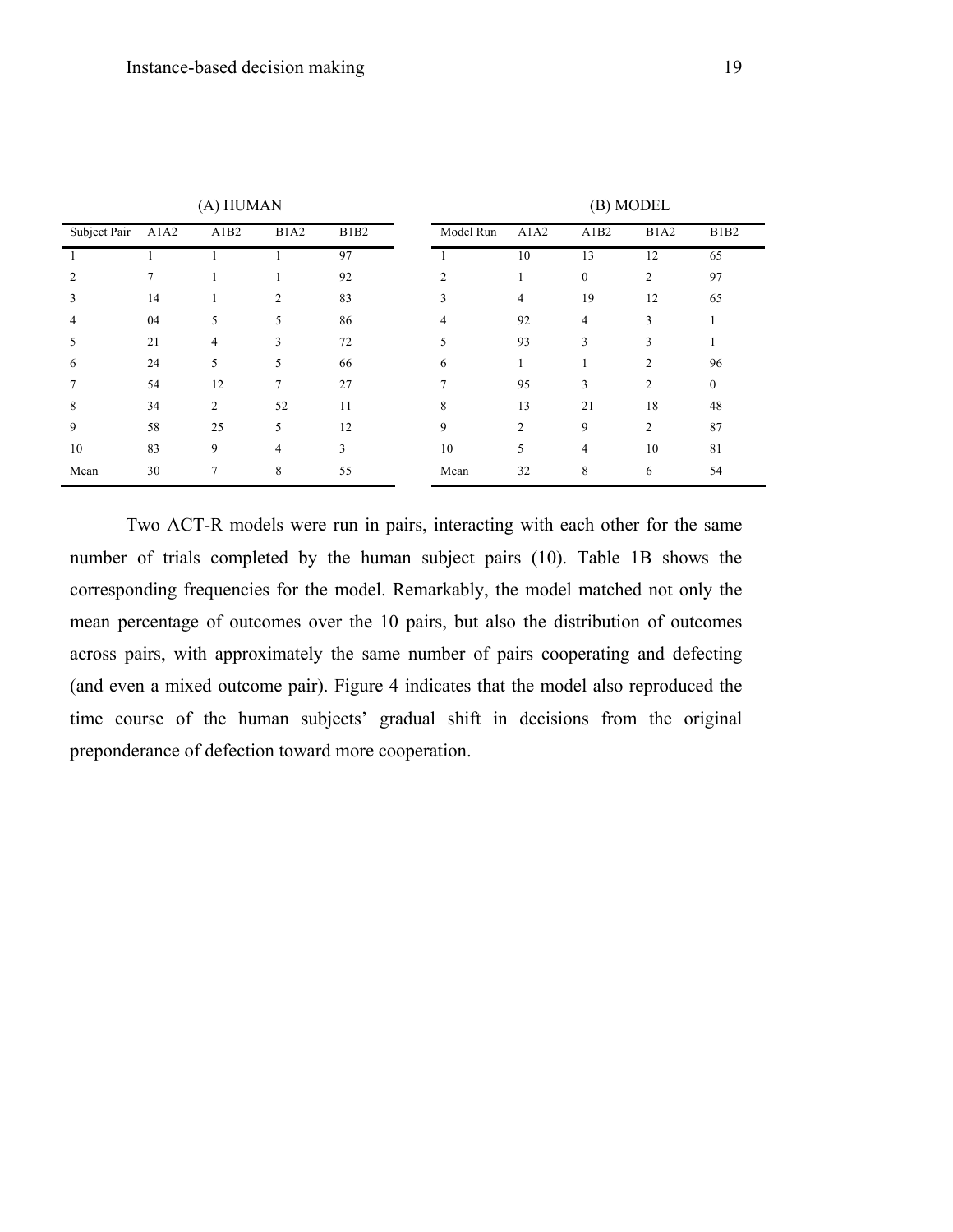(A) HUMAN

| Subject Pair | A1A2 | A1B2 | B1A2 | B1B2 |
|---|---|---|---|---|
| 1 | 1 | 1 | 1 | 97 |
| 2 | 7 | 1 | 1 | 92 |
| 3 | 14 | 1 | 2 | 83 |
| 4 | 04 | 5 | 5 | 86 |
| 5 | 21 | 4 | 3 | 72 |
| 6 | 24 | 5 | 5 | 66 |
| 7 | 54 | 12 | 7 | 27 |
| 8 | 34 | 2 | 52 | 11 |
| 9 | 58 | 25 | 5 | 12 |
| 10 | 83 | 9 | 4 | 3 |
| Mean | 30 | 7 | 8 | 55 |

(B) MODEL

| Model Run | A1A2 | A1B2 | B1A2 | B1B2 |
|---|---|---|---|---|
| 1 | 10 | 13 | 12 | 65 |
| 2 | 1 | 0 | 2 | 97 |
| 3 | 4 | 19 | 12 | 65 |
| 4 | 92 | 4 | 3 | 1 |
| 5 | 93 | 3 | 3 | 1 |
| 6 | 1 | 1 | 2 | 96 |
| 7 | 95 | 3 | 2 | 0 |
| 8 | 13 | 21 | 18 | 48 |
| 9 | 2 | 9 | 2 | 87 |
| 10 | 5 | 4 | 10 | 81 |
| Mean | 32 | 8 | 6 | 54 |

Two ACT-R models were run in pairs, interacting with each other for the same number of trials completed by the human subject pairs (10). Table 1B shows the corresponding frequencies for the model. Remarkably, the model matched not only the mean percentage of outcomes over the 10 pairs, but also the distribution of outcomes across pairs, with approximately the same number of pairs cooperating and defecting (and even a mixed outcome pair). Figure 4 indicates that the model also reproduced the time course of the human subjects' gradual shift in decisions from the original preponderance of defection toward more cooperation.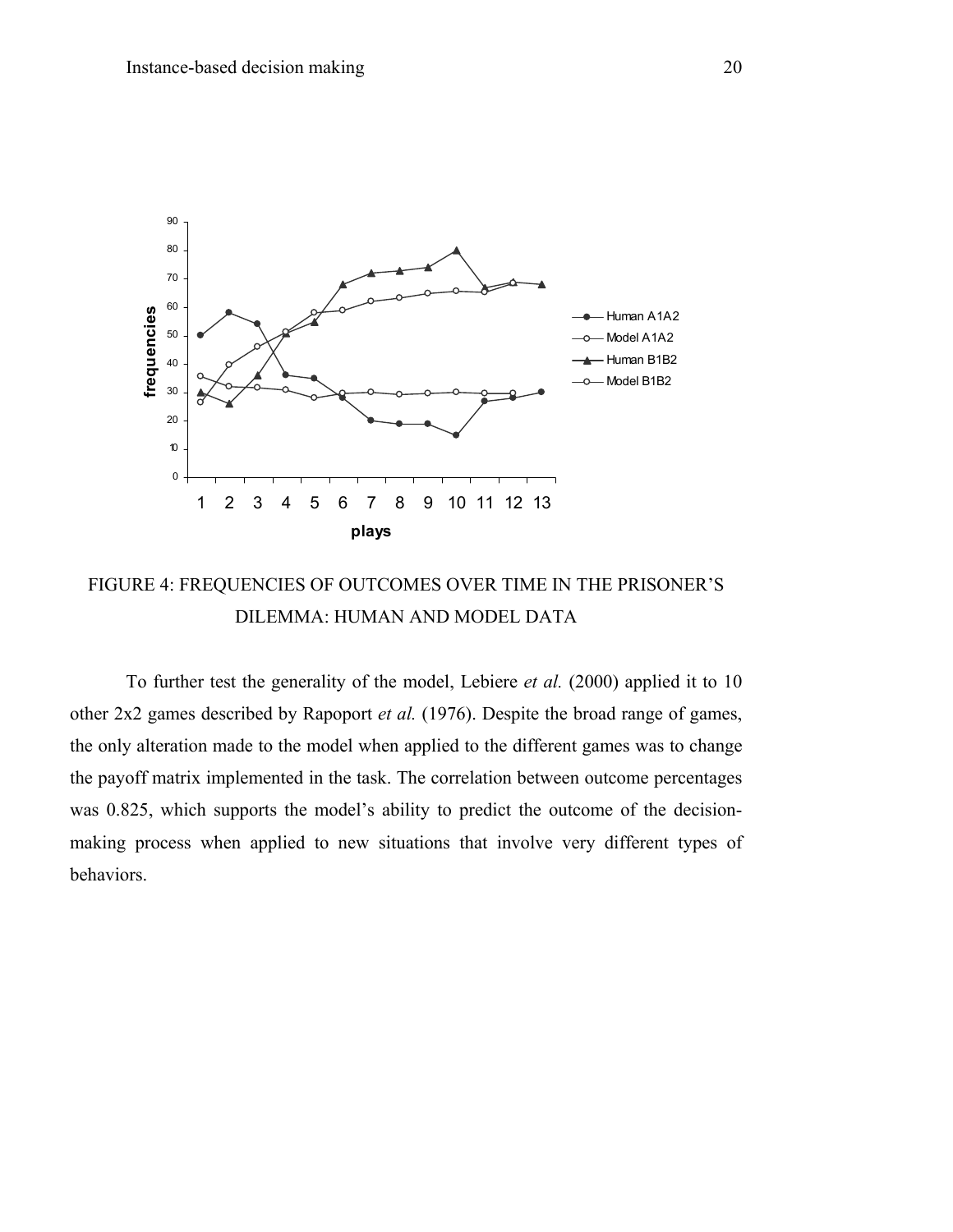FIGURE 4: FREQUENCIES OF OUTCOMES OVER TIME IN THE PRISONER'S DILEMMA: HUMAN AND MODEL DATA

To further test the generality of the model, Lebiere *et al.* (2000) applied it to 10 other 2x2 games described by Rapoport *et al.* (1976). Despite the broad range of games, the only alteration made to the model when applied to the different games was to change the payoff matrix implemented in the task. The correlation between outcome percentages was 0.825, which supports the model's ability to predict the outcome of the decision-making process when applied to new situations that involve very different types of behaviors.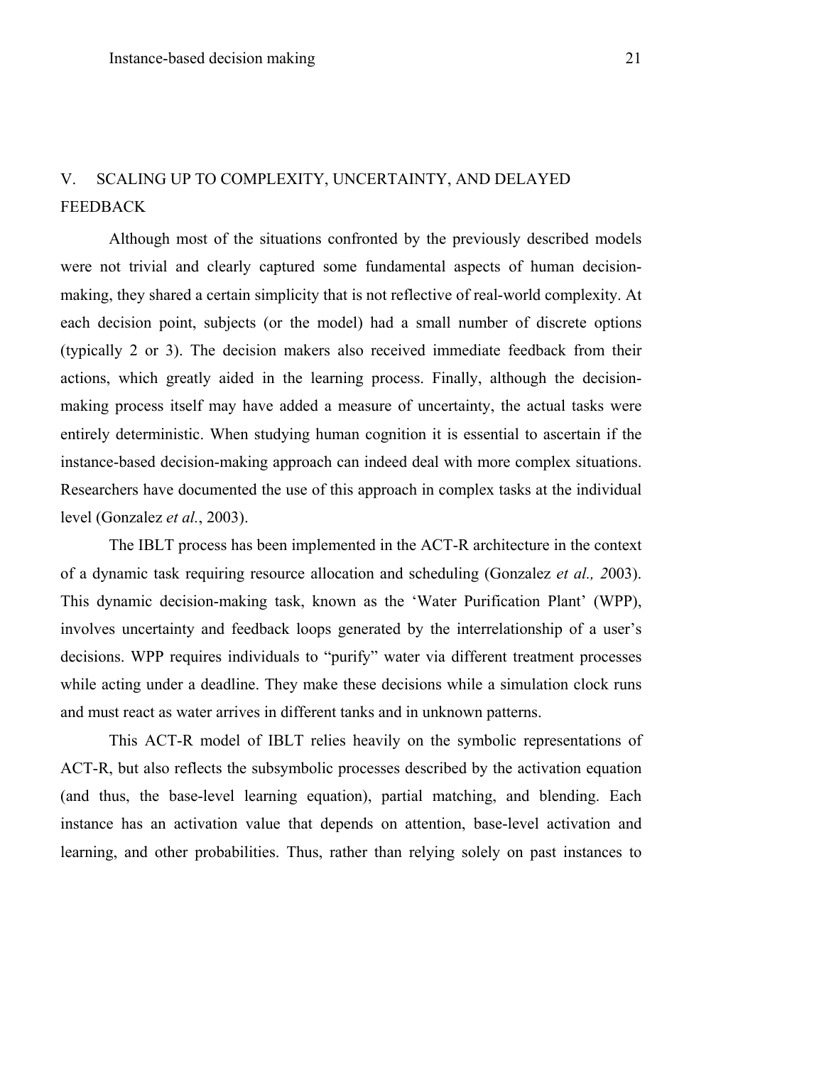## V. SCALING UP TO COMPLEXITY, UNCERTAINTY, AND DELAYED FEEDBACK

Although most of the situations confronted by the previously described models were not trivial and clearly captured some fundamental aspects of human decision-making, they shared a certain simplicity that is not reflective of real-world complexity. At each decision point, subjects (or the model) had a small number of discrete options (typically 2 or 3). The decision makers also received immediate feedback from their actions, which greatly aided in the learning process. Finally, although the decision-making process itself may have added a measure of uncertainty, the actual tasks were entirely deterministic. When studying human cognition it is essential to ascertain if the instance-based decision-making approach can indeed deal with more complex situations. Researchers have documented the use of this approach in complex tasks at the individual level (Gonzalez *et al.*, 2003).

The IBLT process has been implemented in the ACT-R architecture in the context of a dynamic task requiring resource allocation and scheduling (Gonzalez *et al., 2*003). This dynamic decision-making task, known as the 'Water Purification Plant' (WPP), involves uncertainty and feedback loops generated by the interrelationship of a user's decisions. WPP requires individuals to "purify" water via different treatment processes while acting under a deadline. They make these decisions while a simulation clock runs and must react as water arrives in different tanks and in unknown patterns.

This ACT-R model of IBLT relies heavily on the symbolic representations of ACT-R, but also reflects the subsymbolic processes described by the activation equation (and thus, the base-level learning equation), partial matching, and blending. Each instance has an activation value that depends on attention, base-level activation and learning, and other probabilities. Thus, rather than relying solely on past instances to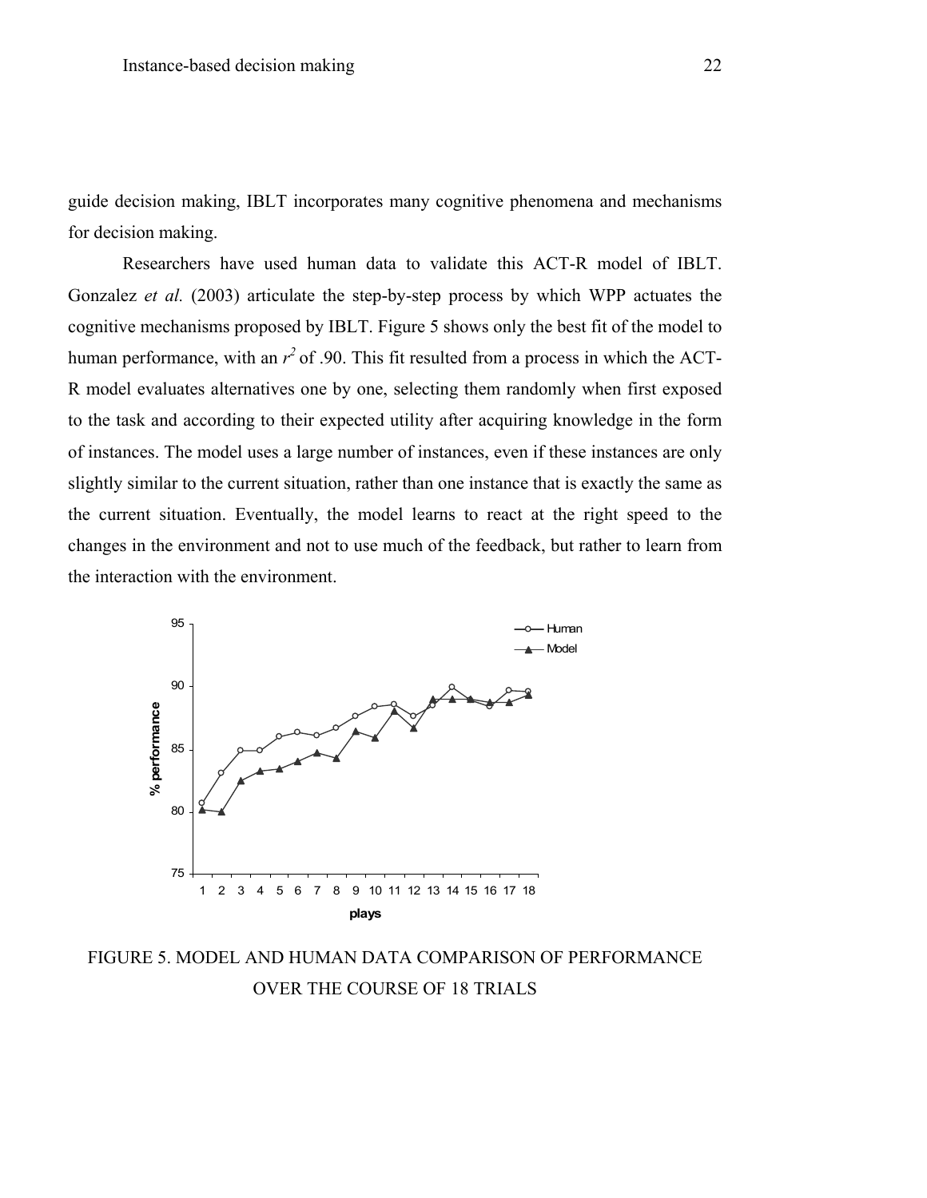guide decision making, IBLT incorporates many cognitive phenomena and mechanisms for decision making.

Researchers have used human data to validate this ACT-R model of IBLT. Gonzalez *et al.* (2003) articulate the step-by-step process by which WPP actuates the cognitive mechanisms proposed by IBLT. Figure 5 shows only the best fit of the model to human performance, with an $r^2$ of .90. This fit resulted from a process in which the ACT-R model evaluates alternatives one by one, selecting them randomly when first exposed to the task and according to their expected utility after acquiring knowledge in the form of instances. The model uses a large number of instances, even if these instances are only slightly similar to the current situation, rather than one instance that is exactly the same as the current situation. Eventually, the model learns to react at the right speed to the changes in the environment and not to use much of the feedback, but rather to learn from the interaction with the environment.

FIGURE 5. MODEL AND HUMAN DATA COMPARISON OF PERFORMANCE OVER THE COURSE OF 18 TRIALS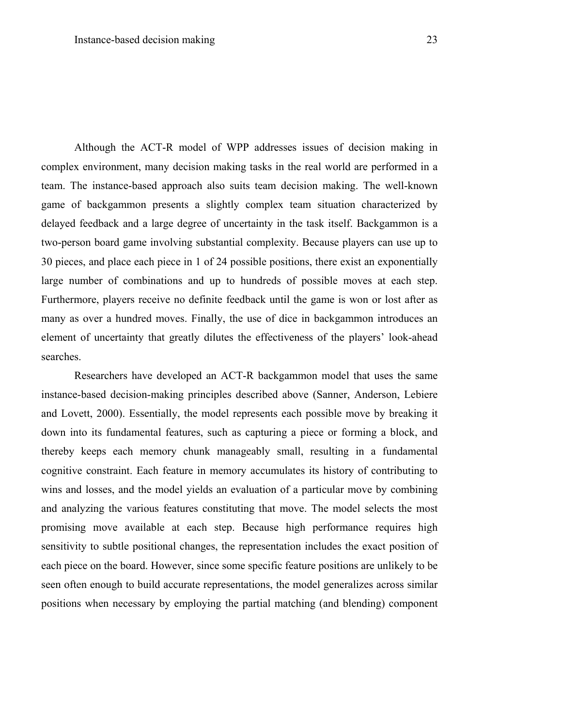Although the ACT-R model of WPP addresses issues of decision making in complex environment, many decision making tasks in the real world are performed in a team. The instance-based approach also suits team decision making. The well-known game of backgammon presents a slightly complex team situation characterized by delayed feedback and a large degree of uncertainty in the task itself. Backgammon is a two-person board game involving substantial complexity. Because players can use up to 30 pieces, and place each piece in 1 of 24 possible positions, there exist an exponentially large number of combinations and up to hundreds of possible moves at each step. Furthermore, players receive no definite feedback until the game is won or lost after as many as over a hundred moves. Finally, the use of dice in backgammon introduces an element of uncertainty that greatly dilutes the effectiveness of the players' look-ahead searches.

Researchers have developed an ACT-R backgammon model that uses the same instance-based decision-making principles described above (Sanner, Anderson, Lebiere and Lovett, 2000). Essentially, the model represents each possible move by breaking it down into its fundamental features, such as capturing a piece or forming a block, and thereby keeps each memory chunk manageably small, resulting in a fundamental cognitive constraint. Each feature in memory accumulates its history of contributing to wins and losses, and the model yields an evaluation of a particular move by combining and analyzing the various features constituting that move. The model selects the most promising move available at each step. Because high performance requires high sensitivity to subtle positional changes, the representation includes the exact position of each piece on the board. However, since some specific feature positions are unlikely to be seen often enough to build accurate representations, the model generalizes across similar positions when necessary by employing the partial matching (and blending) component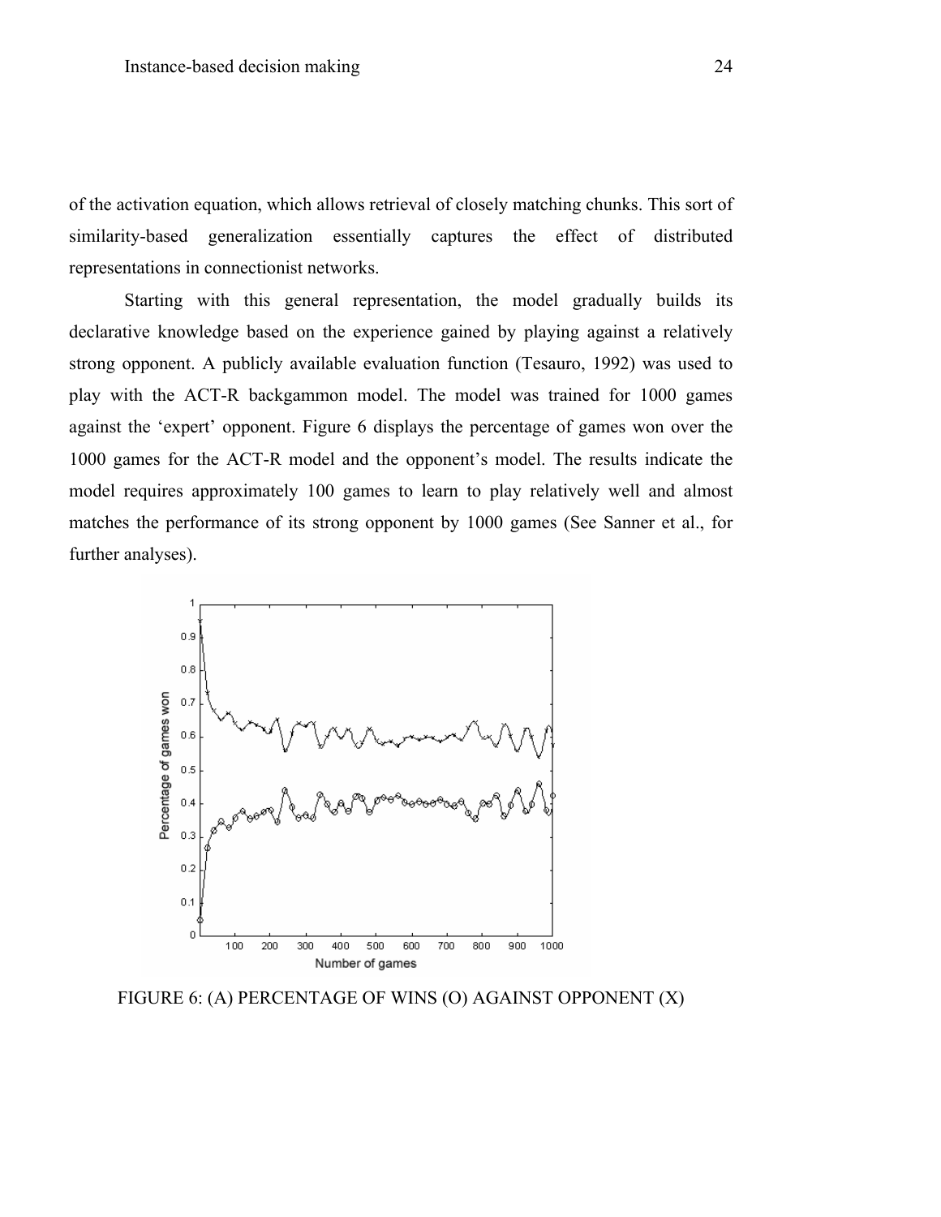of the activation equation, which allows retrieval of closely matching chunks. This sort of similarity-based generalization essentially captures the effect of distributed representations in connectionist networks.

Starting with this general representation, the model gradually builds its declarative knowledge based on the experience gained by playing against a relatively strong opponent. A publicly available evaluation function (Tesauro, 1992) was used to play with the ACT-R backgammon model. The model was trained for 1000 games against the 'expert' opponent. Figure 6 displays the percentage of games won over the 1000 games for the ACT-R model and the opponent's model. The results indicate the model requires approximately 100 games to learn to play relatively well and almost matches the performance of its strong opponent by 1000 games (See Sanner et al., for further analyses).

FIGURE 6: (A) PERCENTAGE OF WINS (O) AGAINST OPPONENT (X)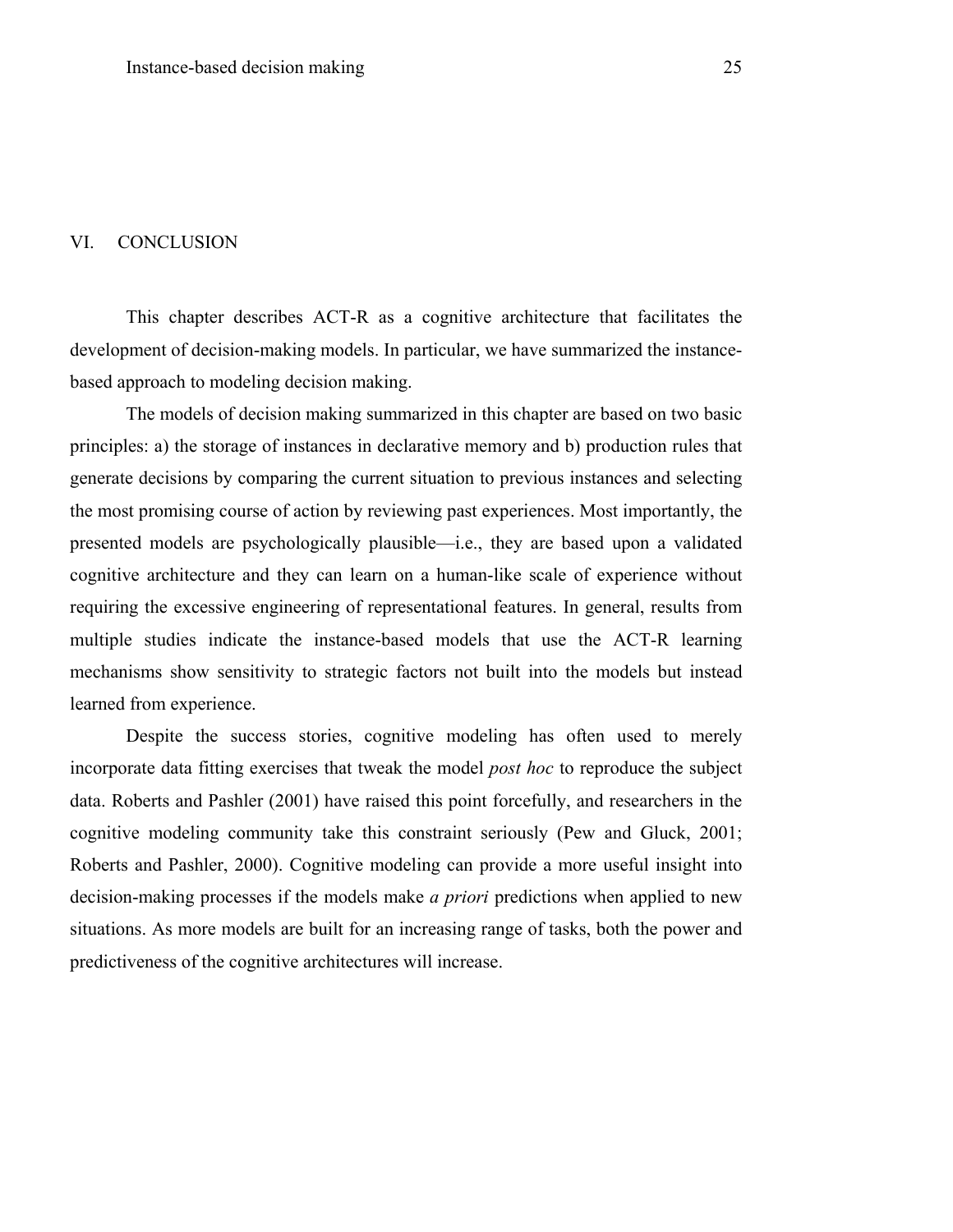## VI. CONCLUSION

This chapter describes ACT-R as a cognitive architecture that facilitates the development of decision-making models. In particular, we have summarized the instance-based approach to modeling decision making.

The models of decision making summarized in this chapter are based on two basic principles: a) the storage of instances in declarative memory and b) production rules that generate decisions by comparing the current situation to previous instances and selecting the most promising course of action by reviewing past experiences. Most importantly, the presented models are psychologically plausible—i.e., they are based upon a validated cognitive architecture and they can learn on a human-like scale of experience without requiring the excessive engineering of representational features. In general, results from multiple studies indicate the instance-based models that use the ACT-R learning mechanisms show sensitivity to strategic factors not built into the models but instead learned from experience.

Despite the success stories, cognitive modeling has often used to merely incorporate data fitting exercises that tweak the model *post hoc* to reproduce the subject data. Roberts and Pashler (2001) have raised this point forcefully, and researchers in the cognitive modeling community take this constraint seriously (Pew and Gluck, 2001; Roberts and Pashler, 2000). Cognitive modeling can provide a more useful insight into decision-making processes if the models make *a priori* predictions when applied to new situations. As more models are built for an increasing range of tasks, both the power and predictiveness of the cognitive architectures will increase.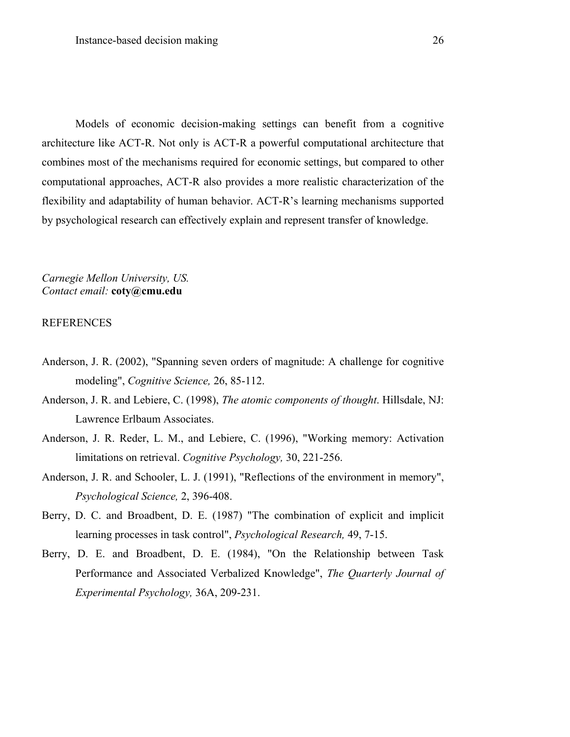Models of economic decision-making settings can benefit from a cognitive architecture like ACT-R. Not only is ACT-R a powerful computational architecture that combines most of the mechanisms required for economic settings, but compared to other computational approaches, ACT-R also provides a more realistic characterization of the flexibility and adaptability of human behavior. ACT-R's learning mechanisms supported by psychological research can effectively explain and represent transfer of knowledge.

*Carnegie Mellon University, US.*
*Contact email:* **coty@cmu.edu**

REFERENCES

Anderson, J. R. (2002), "Spanning seven orders of magnitude: A challenge for cognitive modeling", *Cognitive Science,* 26, 85-112.

Anderson, J. R. and Lebiere, C. (1998), *The atomic components of thought*. Hillsdale, NJ: Lawrence Erlbaum Associates.

Anderson, J. R. Reder, L. M., and Lebiere, C. (1996), "Working memory: Activation limitations on retrieval. *Cognitive Psychology,* 30, 221-256.

Anderson, J. R. and Schooler, L. J. (1991), "Reflections of the environment in memory", *Psychological Science,* 2, 396-408.

Berry, D. C. and Broadbent, D. E. (1987) "The combination of explicit and implicit learning processes in task control", *Psychological Research,* 49, 7-15.

Berry, D. E. and Broadbent, D. E. (1984), "On the Relationship between Task Performance and Associated Verbalized Knowledge", *The Quarterly Journal of Experimental Psychology,* 36A, 209-231.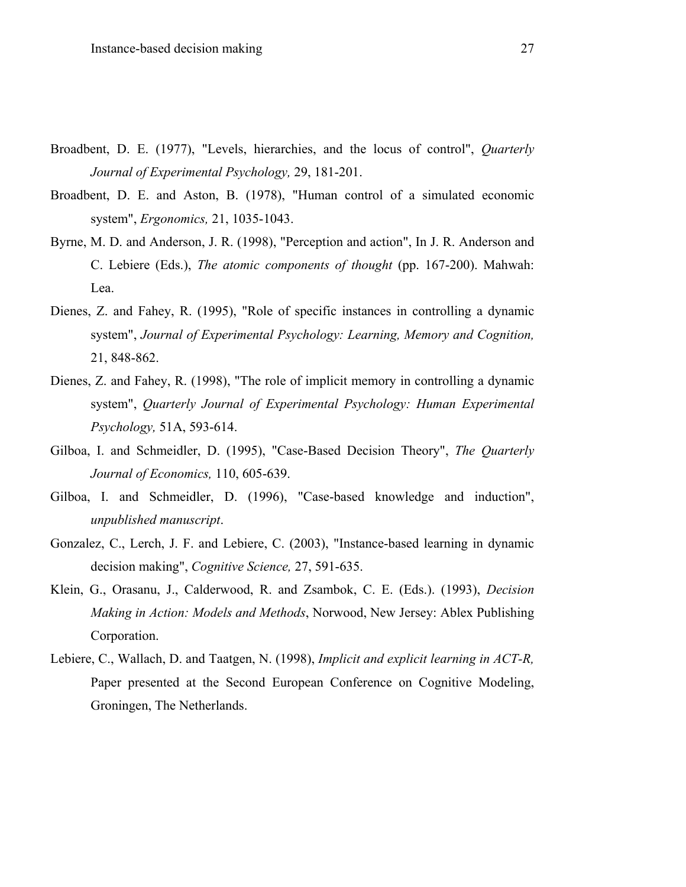Broadbent, D. E. (1977), "Levels, hierarchies, and the locus of control", *Quarterly Journal of Experimental Psychology,* 29, 181-201.

Broadbent, D. E. and Aston, B. (1978), "Human control of a simulated economic system", *Ergonomics,* 21, 1035-1043.

Byrne, M. D. and Anderson, J. R. (1998), "Perception and action", In J. R. Anderson and C. Lebiere (Eds.), *The atomic components of thought* (pp. 167-200). Mahwah: Lea.

Dienes, Z. and Fahey, R. (1995), "Role of specific instances in controlling a dynamic system", *Journal of Experimental Psychology: Learning, Memory and Cognition,* 21, 848-862.

Dienes, Z. and Fahey, R. (1998), "The role of implicit memory in controlling a dynamic system", *Quarterly Journal of Experimental Psychology: Human Experimental Psychology,* 51A, 593-614.

Gilboa, I. and Schmeidler, D. (1995), "Case-Based Decision Theory", *The Quarterly Journal of Economics,* 110, 605-639.

Gilboa, I. and Schmeidler, D. (1996), "Case-based knowledge and induction", *unpublished manuscript*.

Gonzalez, C., Lerch, J. F. and Lebiere, C. (2003), "Instance-based learning in dynamic decision making", *Cognitive Science,* 27, 591-635.

Klein, G., Orasanu, J., Calderwood, R. and Zsambok, C. E. (Eds.). (1993), *Decision Making in Action: Models and Methods*, Norwood, New Jersey: Ablex Publishing Corporation.

Lebiere, C., Wallach, D. and Taatgen, N. (1998), *Implicit and explicit learning in ACT-R,* Paper presented at the Second European Conference on Cognitive Modeling, Groningen, The Netherlands.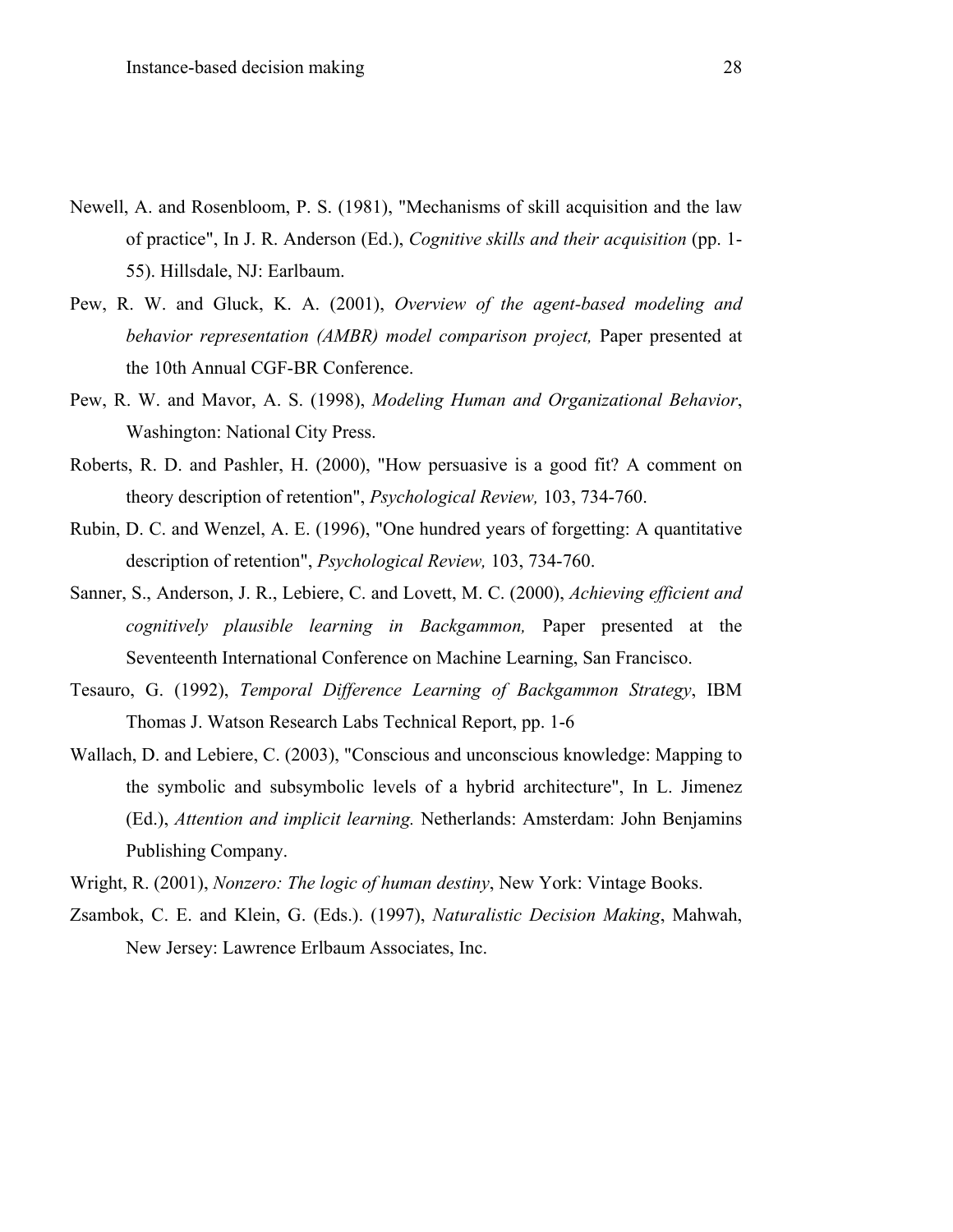Newell, A. and Rosenbloom, P. S. (1981), "Mechanisms of skill acquisition and the law of practice", In J. R. Anderson (Ed.), *Cognitive skills and their acquisition* (pp. 1-55). Hillsdale, NJ: Earlbaum.

Pew, R. W. and Gluck, K. A. (2001), *Overview of the agent-based modeling and behavior representation (AMBR) model comparison project,* Paper presented at the 10th Annual CGF-BR Conference.

Pew, R. W. and Mavor, A. S. (1998), *Modeling Human and Organizational Behavior*, Washington: National City Press.

Roberts, R. D. and Pashler, H. (2000), "How persuasive is a good fit? A comment on theory description of retention", *Psychological Review,* 103, 734-760.

Rubin, D. C. and Wenzel, A. E. (1996), "One hundred years of forgetting: A quantitative description of retention", *Psychological Review,* 103, 734-760.

Sanner, S., Anderson, J. R., Lebiere, C. and Lovett, M. C. (2000), *Achieving efficient and cognitively plausible learning in Backgammon,* Paper presented at the Seventeenth International Conference on Machine Learning, San Francisco.

Tesauro, G. (1992), *Temporal Difference Learning of Backgammon Strategy*, IBM Thomas J. Watson Research Labs Technical Report, pp. 1-6

Wallach, D. and Lebiere, C. (2003), "Conscious and unconscious knowledge: Mapping to the symbolic and subsymbolic levels of a hybrid architecture", In L. Jimenez (Ed.), *Attention and implicit learning.* Netherlands: Amsterdam: John Benjamins Publishing Company.

Wright, R. (2001), *Nonzero: The logic of human destiny*, New York: Vintage Books.

Zsambok, C. E. and Klein, G. (Eds.). (1997), *Naturalistic Decision Making*, Mahwah, New Jersey: Lawrence Erlbaum Associates, Inc.